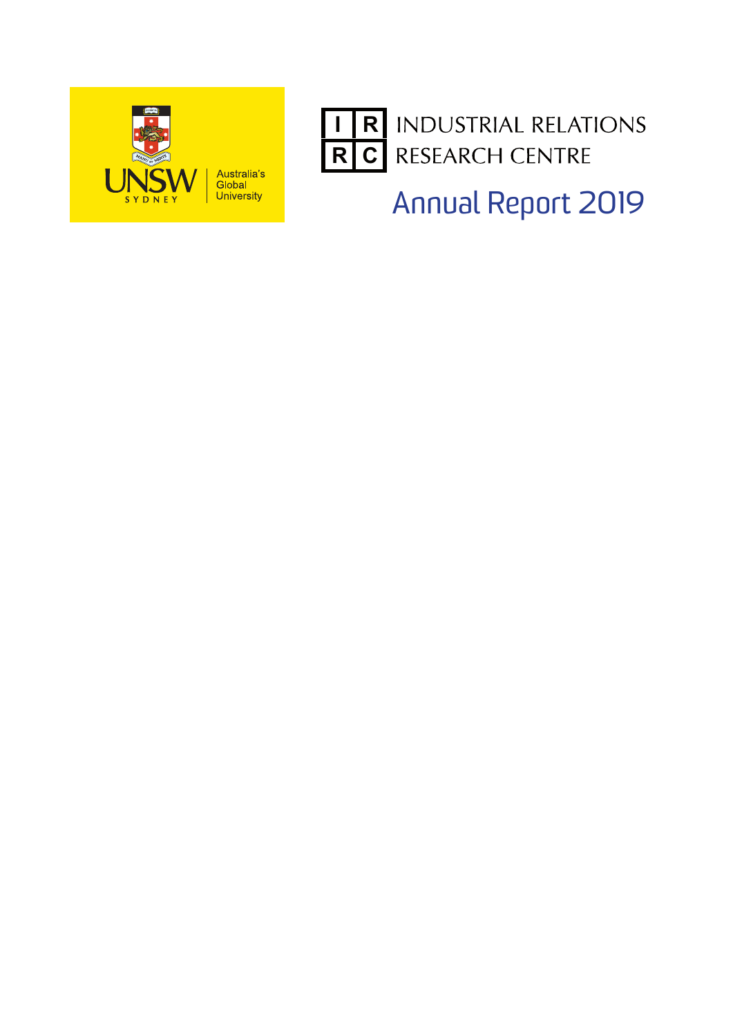UNSW SYDNEY

Australia's Global University

INDUSTRIAL RELATIONS RESEARCH CENTRE

# Annual Report 2019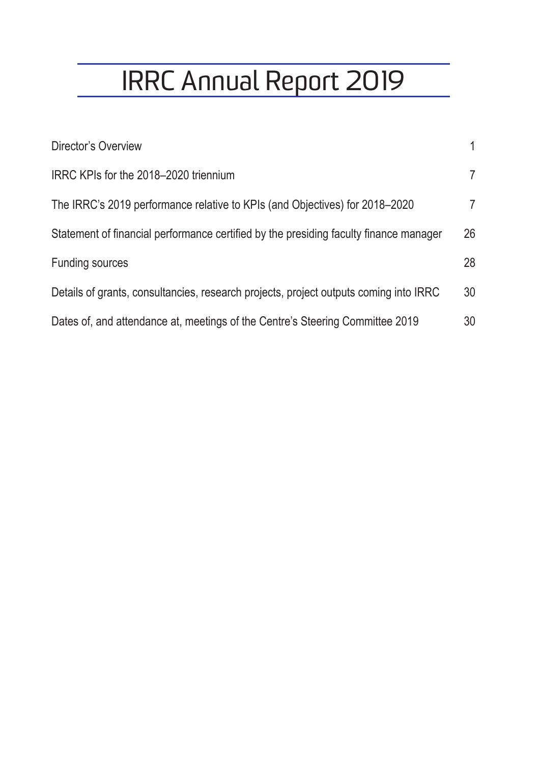# IRRC Annual Report 2019

| | |
|---|---|
| Director's Overview | 1 |
| IRRC KPIs for the 2018–2020 triennium | 7 |
| The IRRC's 2019 performance relative to KPIs (and Objectives) for 2018–2020 | 7 |
| Statement of financial performance certified by the presiding faculty finance manager | 26 |
| Funding sources | 28 |
| Details of grants, consultancies, research projects, project outputs coming into IRRC | 30 |
| Dates of, and attendance at, meetings of the Centre's Steering Committee 2019 | 30 |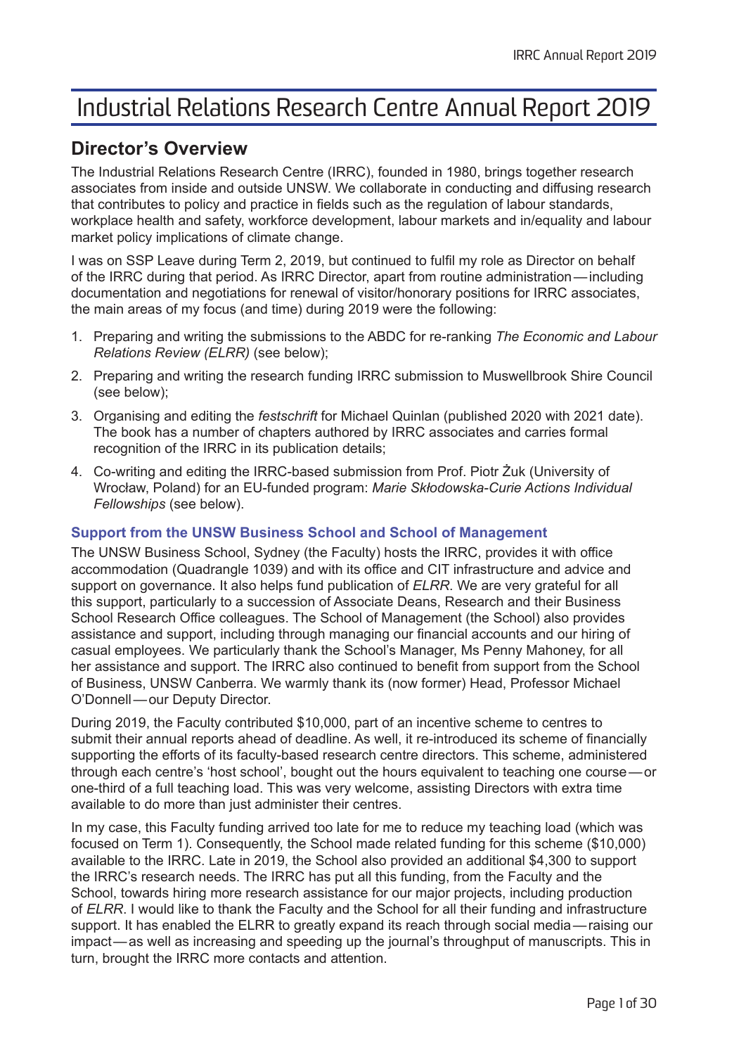# Industrial Relations Research Centre Annual Report 2019

## Director's Overview

The Industrial Relations Research Centre (IRRC), founded in 1980, brings together research associates from inside and outside UNSW. We collaborate in conducting and diffusing research that contributes to policy and practice in fields such as the regulation of labour standards, workplace health and safety, workforce development, labour markets and in/equality and labour market policy implications of climate change.

I was on SSP Leave during Term 2, 2019, but continued to fulfil my role as Director on behalf of the IRRC during that period. As IRRC Director, apart from routine administration—including documentation and negotiations for renewal of visitor/honorary positions for IRRC associates, the main areas of my focus (and time) during 2019 were the following:

1. Preparing and writing the submissions to the ABDC for re-ranking *The Economic and Labour Relations Review (ELRR)* (see below);
2. Preparing and writing the research funding IRRC submission to Muswellbrook Shire Council (see below);
3. Organising and editing the *festschrift* for Michael Quinlan (published 2020 with 2021 date). The book has a number of chapters authored by IRRC associates and carries formal recognition of the IRRC in its publication details;
4. Co-writing and editing the IRRC-based submission from Prof. Piotr Żuk (University of Wrocław, Poland) for an EU-funded program: *Marie Skłodowska-Curie Actions Individual Fellowships* (see below).

### Support from the UNSW Business School and School of Management

The UNSW Business School, Sydney (the Faculty) hosts the IRRC, provides it with office accommodation (Quadrangle 1039) and with its office and CIT infrastructure and advice and support on governance. It also helps fund publication of *ELRR*. We are very grateful for all this support, particularly to a succession of Associate Deans, Research and their Business School Research Office colleagues. The School of Management (the School) also provides assistance and support, including through managing our financial accounts and our hiring of casual employees. We particularly thank the School's Manager, Ms Penny Mahoney, for all her assistance and support. The IRRC also continued to benefit from support from the School of Business, UNSW Canberra. We warmly thank its (now former) Head, Professor Michael O'Donnell—our Deputy Director.

During 2019, the Faculty contributed $10,000, part of an incentive scheme to centres to submit their annual reports ahead of deadline. As well, it re-introduced its scheme of financially supporting the efforts of its faculty-based research centre directors. This scheme, administered through each centre's 'host school', bought out the hours equivalent to teaching one course—or one-third of a full teaching load. This was very welcome, assisting Directors with extra time available to do more than just administer their centres.

In my case, this Faculty funding arrived too late for me to reduce my teaching load (which was focused on Term 1). Consequently, the School made related funding for this scheme ($10,000) available to the IRRC. Late in 2019, the School also provided an additional $4,300 to support the IRRC's research needs. The IRRC has put all this funding, from the Faculty and the School, towards hiring more research assistance for our major projects, including production of *ELRR*. I would like to thank the Faculty and the School for all their funding and infrastructure support. It has enabled the ELRR to greatly expand its reach through social media—raising our impact—as well as increasing and speeding up the journal's throughput of manuscripts. This in turn, brought the IRRC more contacts and attention.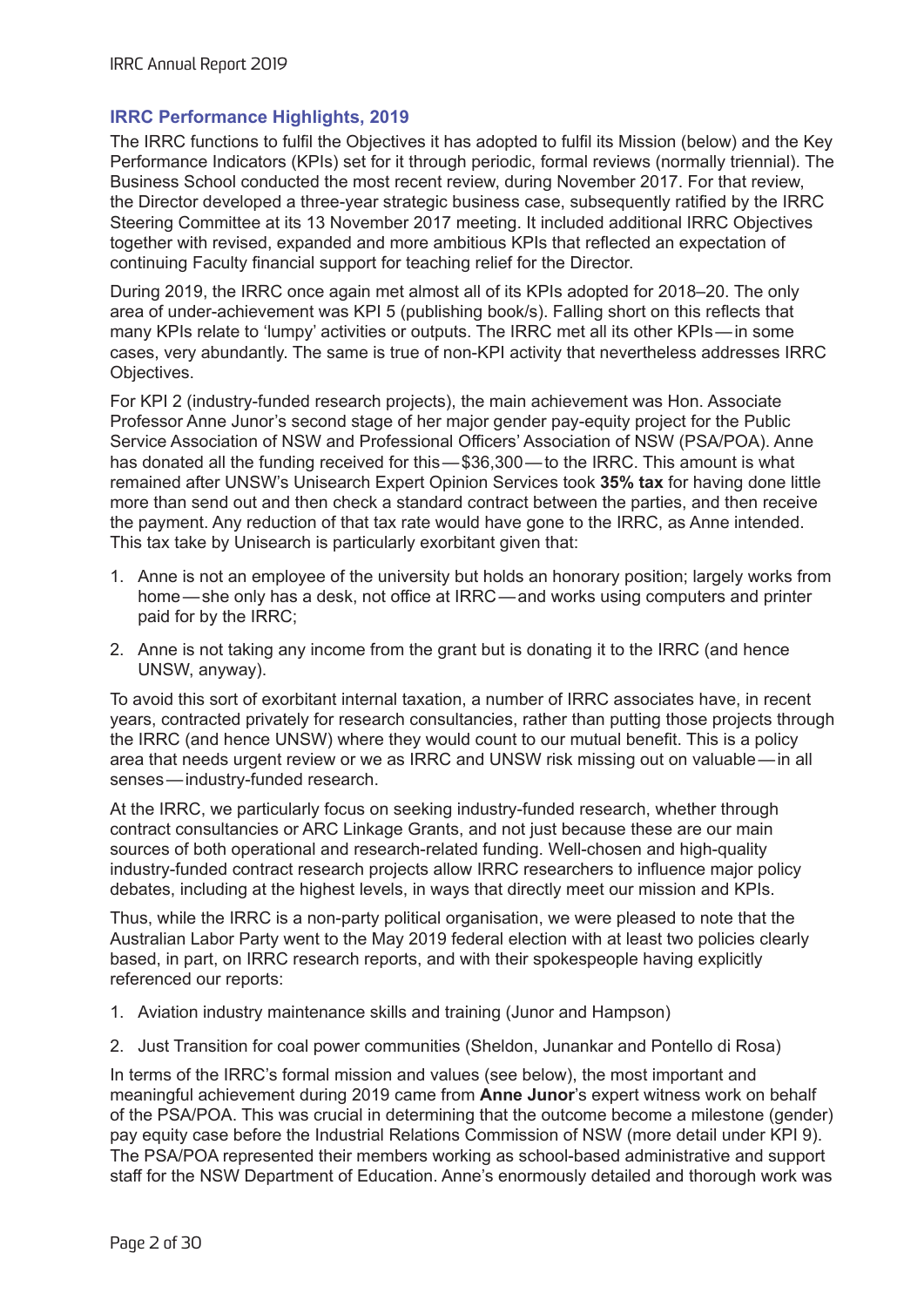### IRRC Performance Highlights, 2019

The IRRC functions to fulfil the Objectives it has adopted to fulfil its Mission (below) and the Key Performance Indicators (KPIs) set for it through periodic, formal reviews (normally triennial). The Business School conducted the most recent review, during November 2017. For that review, the Director developed a three-year strategic business case, subsequently ratified by the IRRC Steering Committee at its 13 November 2017 meeting. It included additional IRRC Objectives together with revised, expanded and more ambitious KPIs that reflected an expectation of continuing Faculty financial support for teaching relief for the Director.

During 2019, the IRRC once again met almost all of its KPIs adopted for 2018–20. The only area of under-achievement was KPI 5 (publishing book/s). Falling short on this reflects that many KPIs relate to 'lumpy' activities or outputs. The IRRC met all its other KPIs — in some cases, very abundantly. The same is true of non-KPI activity that nevertheless addresses IRRC Objectives.

For KPI 2 (industry-funded research projects), the main achievement was Hon. Associate Professor Anne Junor's second stage of her major gender pay-equity project for the Public Service Association of NSW and Professional Officers' Association of NSW (PSA/POA). Anne has donated all the funding received for this — $36,300 — to the IRRC. This amount is what remained after UNSW's Unisearch Expert Opinion Services took **35% tax** for having done little more than send out and then check a standard contract between the parties, and then receive the payment. Any reduction of that tax rate would have gone to the IRRC, as Anne intended. This tax take by Unisearch is particularly exorbitant given that:

1. Anne is not an employee of the university but holds an honorary position; largely works from home — she only has a desk, not office at IRRC — and works using computers and printer paid for by the IRRC;
2. Anne is not taking any income from the grant but is donating it to the IRRC (and hence UNSW, anyway).

To avoid this sort of exorbitant internal taxation, a number of IRRC associates have, in recent years, contracted privately for research consultancies, rather than putting those projects through the IRRC (and hence UNSW) where they would count to our mutual benefit. This is a policy area that needs urgent review or we as IRRC and UNSW risk missing out on valuable — in all senses — industry-funded research.

At the IRRC, we particularly focus on seeking industry-funded research, whether through contract consultancies or ARC Linkage Grants, and not just because these are our main sources of both operational and research-related funding. Well-chosen and high-quality industry-funded contract research projects allow IRRC researchers to influence major policy debates, including at the highest levels, in ways that directly meet our mission and KPIs.

Thus, while the IRRC is a non-party political organisation, we were pleased to note that the Australian Labor Party went to the May 2019 federal election with at least two policies clearly based, in part, on IRRC research reports, and with their spokespeople having explicitly referenced our reports:

1. Aviation industry maintenance skills and training (Junor and Hampson)
2. Just Transition for coal power communities (Sheldon, Junankar and Pontello di Rosa)

In terms of the IRRC's formal mission and values (see below), the most important and meaningful achievement during 2019 came from **Anne Junor**'s expert witness work on behalf of the PSA/POA. This was crucial in determining that the outcome become a milestone (gender) pay equity case before the Industrial Relations Commission of NSW (more detail under KPI 9). The PSA/POA represented their members working as school-based administrative and support staff for the NSW Department of Education. Anne's enormously detailed and thorough work was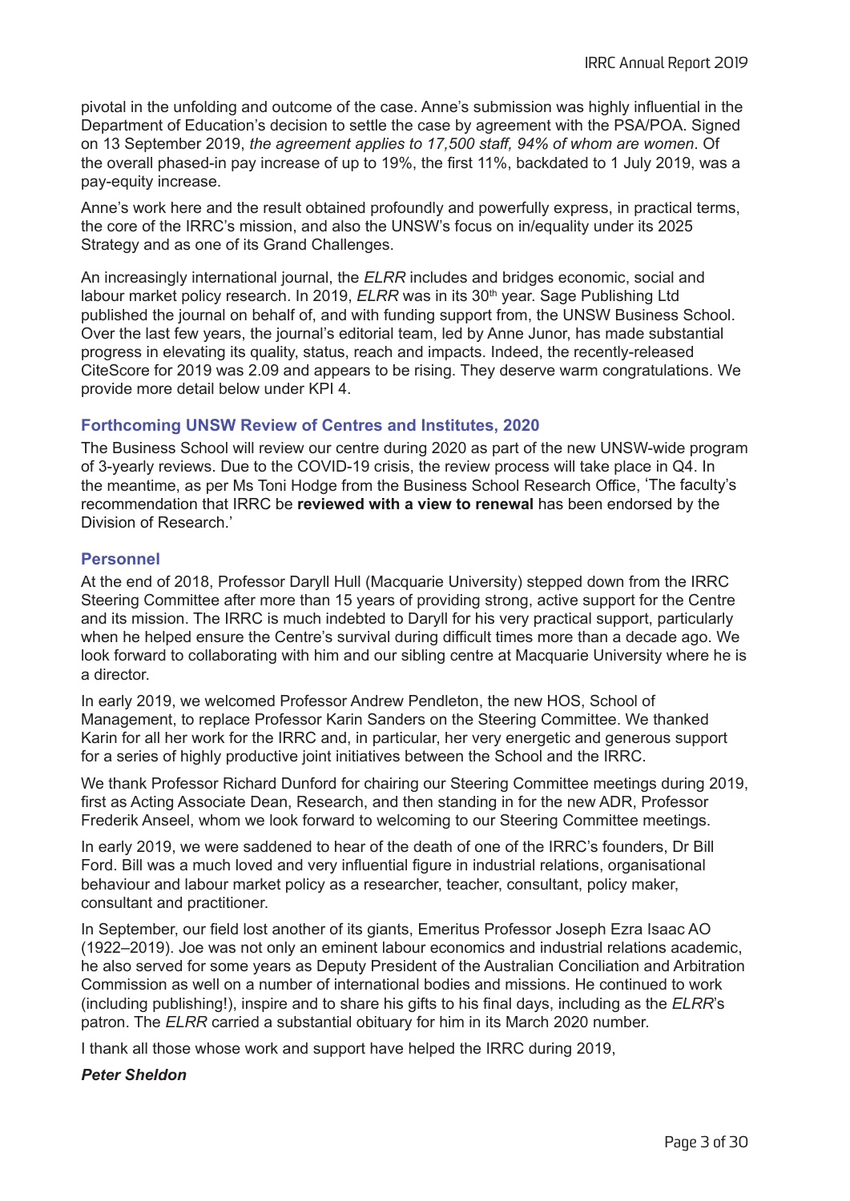pivotal in the unfolding and outcome of the case. Anne's submission was highly influential in the Department of Education's decision to settle the case by agreement with the PSA/POA. Signed on 13 September 2019, *the agreement applies to 17,500 staff, 94% of whom are women*. Of the overall phased-in pay increase of up to 19%, the first 11%, backdated to 1 July 2019, was a pay-equity increase.

Anne's work here and the result obtained profoundly and powerfully express, in practical terms, the core of the IRRC's mission, and also the UNSW's focus on in/equality under its 2025 Strategy and as one of its Grand Challenges.

An increasingly international journal, the *ELRR* includes and bridges economic, social and labour market policy research. In 2019, *ELRR* was in its 30th year. Sage Publishing Ltd published the journal on behalf of, and with funding support from, the UNSW Business School. Over the last few years, the journal's editorial team, led by Anne Junor, has made substantial progress in elevating its quality, status, reach and impacts. Indeed, the recently-released CiteScore for 2019 was 2.09 and appears to be rising. They deserve warm congratulations. We provide more detail below under KPI 4.

### Forthcoming UNSW Review of Centres and Institutes, 2020

The Business School will review our centre during 2020 as part of the new UNSW-wide program of 3-yearly reviews. Due to the COVID-19 crisis, the review process will take place in Q4. In the meantime, as per Ms Toni Hodge from the Business School Research Office, 'The faculty's recommendation that IRRC be **reviewed with a view to renewal** has been endorsed by the Division of Research.'

### Personnel

At the end of 2018, Professor Daryll Hull (Macquarie University) stepped down from the IRRC Steering Committee after more than 15 years of providing strong, active support for the Centre and its mission. The IRRC is much indebted to Daryll for his very practical support, particularly when he helped ensure the Centre's survival during difficult times more than a decade ago. We look forward to collaborating with him and our sibling centre at Macquarie University where he is a director.

In early 2019, we welcomed Professor Andrew Pendleton, the new HOS, School of Management, to replace Professor Karin Sanders on the Steering Committee. We thanked Karin for all her work for the IRRC and, in particular, her very energetic and generous support for a series of highly productive joint initiatives between the School and the IRRC.

We thank Professor Richard Dunford for chairing our Steering Committee meetings during 2019, first as Acting Associate Dean, Research, and then standing in for the new ADR, Professor Frederik Anseel, whom we look forward to welcoming to our Steering Committee meetings.

In early 2019, we were saddened to hear of the death of one of the IRRC's founders, Dr Bill Ford. Bill was a much loved and very influential figure in industrial relations, organisational behaviour and labour market policy as a researcher, teacher, consultant, policy maker, consultant and practitioner.

In September, our field lost another of its giants, Emeritus Professor Joseph Ezra Isaac AO (1922–2019). Joe was not only an eminent labour economics and industrial relations academic, he also served for some years as Deputy President of the Australian Conciliation and Arbitration Commission as well on a number of international bodies and missions. He continued to work (including publishing!), inspire and to share his gifts to his final days, including as the *ELRR*'s patron. The *ELRR* carried a substantial obituary for him in its March 2020 number.

I thank all those whose work and support have helped the IRRC during 2019,

***Peter Sheldon***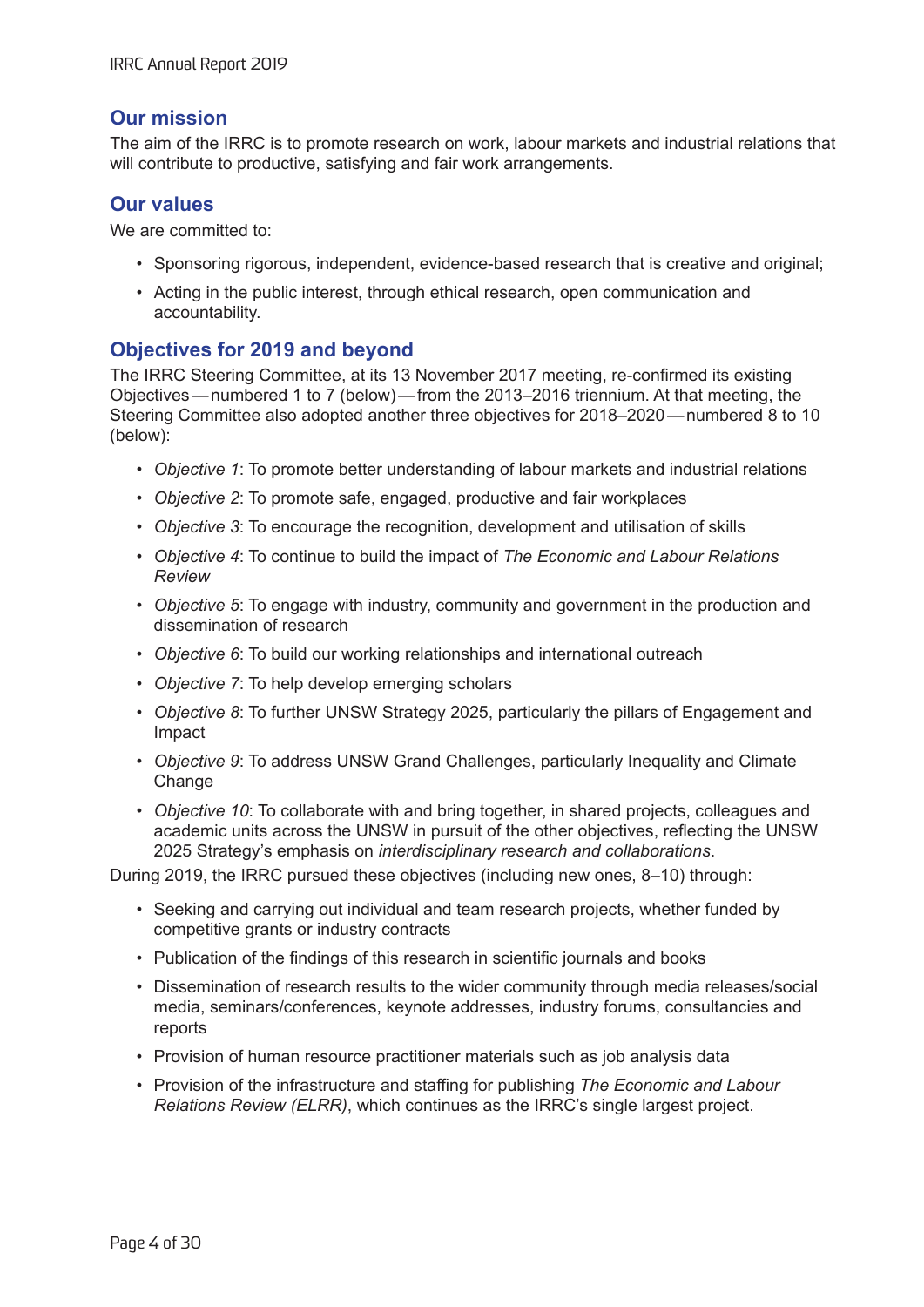## Our mission

The aim of the IRRC is to promote research on work, labour markets and industrial relations that will contribute to productive, satisfying and fair work arrangements.

## Our values

We are committed to:

- Sponsoring rigorous, independent, evidence-based research that is creative and original;
- Acting in the public interest, through ethical research, open communication and accountability.

## Objectives for 2019 and beyond

The IRRC Steering Committee, at its 13 November 2017 meeting, re-confirmed its existing Objectives — numbered 1 to 7 (below) — from the 2013–2016 triennium. At that meeting, the Steering Committee also adopted another three objectives for 2018–2020 — numbered 8 to 10 (below):

- *Objective 1*: To promote better understanding of labour markets and industrial relations
- *Objective 2*: To promote safe, engaged, productive and fair workplaces
- *Objective 3*: To encourage the recognition, development and utilisation of skills
- *Objective 4*: To continue to build the impact of *The Economic and Labour Relations Review*
- *Objective 5*: To engage with industry, community and government in the production and dissemination of research
- *Objective 6*: To build our working relationships and international outreach
- *Objective 7*: To help develop emerging scholars
- *Objective 8*: To further UNSW Strategy 2025, particularly the pillars of Engagement and Impact
- *Objective 9*: To address UNSW Grand Challenges, particularly Inequality and Climate Change
- *Objective 10*: To collaborate with and bring together, in shared projects, colleagues and academic units across the UNSW in pursuit of the other objectives, reflecting the UNSW 2025 Strategy's emphasis on *interdisciplinary research and collaborations*.

During 2019, the IRRC pursued these objectives (including new ones, 8–10) through:

- Seeking and carrying out individual and team research projects, whether funded by competitive grants or industry contracts
- Publication of the findings of this research in scientific journals and books
- Dissemination of research results to the wider community through media releases/social media, seminars/conferences, keynote addresses, industry forums, consultancies and reports
- Provision of human resource practitioner materials such as job analysis data
- Provision of the infrastructure and staffing for publishing *The Economic and Labour Relations Review (ELRR)*, which continues as the IRRC's single largest project.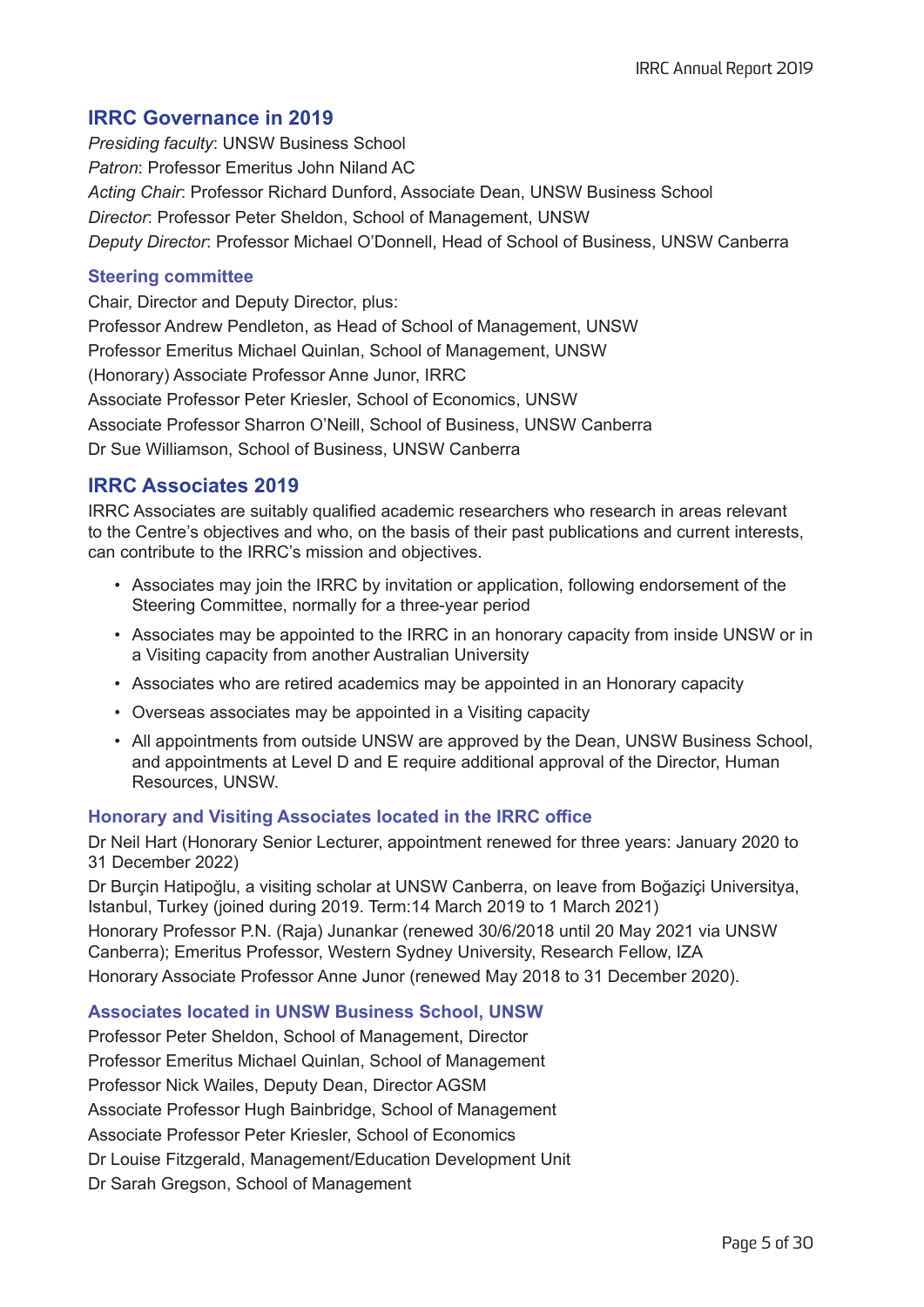## IRRC Governance in 2019

*Presiding faculty*: UNSW Business School
*Patron*: Professor Emeritus John Niland AC
*Acting Chair*: Professor Richard Dunford, Associate Dean, UNSW Business School
*Director*: Professor Peter Sheldon, School of Management, UNSW
*Deputy Director*: Professor Michael O'Donnell, Head of School of Business, UNSW Canberra

### Steering committee

Chair, Director and Deputy Director, plus:
Professor Andrew Pendleton, as Head of School of Management, UNSW
Professor Emeritus Michael Quinlan, School of Management, UNSW
(Honorary) Associate Professor Anne Junor, IRRC
Associate Professor Peter Kriesler, School of Economics, UNSW
Associate Professor Sharron O'Neill, School of Business, UNSW Canberra
Dr Sue Williamson, School of Business, UNSW Canberra

## IRRC Associates 2019

IRRC Associates are suitably qualified academic researchers who research in areas relevant to the Centre's objectives and who, on the basis of their past publications and current interests, can contribute to the IRRC's mission and objectives.

- Associates may join the IRRC by invitation or application, following endorsement of the Steering Committee, normally for a three-year period
- Associates may be appointed to the IRRC in an honorary capacity from inside UNSW or in a Visiting capacity from another Australian University
- Associates who are retired academics may be appointed in an Honorary capacity
- Overseas associates may be appointed in a Visiting capacity
- All appointments from outside UNSW are approved by the Dean, UNSW Business School, and appointments at Level D and E require additional approval of the Director, Human Resources, UNSW.

### Honorary and Visiting Associates located in the IRRC office

Dr Neil Hart (Honorary Senior Lecturer, appointment renewed for three years: January 2020 to 31 December 2022)
Dr Burçin Hatipoğlu, a visiting scholar at UNSW Canberra, on leave from Boğaziçi Universitya, Istanbul, Turkey (joined during 2019. Term:14 March 2019 to 1 March 2021)
Honorary Professor P.N. (Raja) Junankar (renewed 30/6/2018 until 20 May 2021 via UNSW Canberra); Emeritus Professor, Western Sydney University, Research Fellow, IZA
Honorary Associate Professor Anne Junor (renewed May 2018 to 31 December 2020).

### Associates located in UNSW Business School, UNSW

Professor Peter Sheldon, School of Management, Director
Professor Emeritus Michael Quinlan, School of Management
Professor Nick Wailes, Deputy Dean, Director AGSM
Associate Professor Hugh Bainbridge, School of Management
Associate Professor Peter Kriesler, School of Economics
Dr Louise Fitzgerald, Management/Education Development Unit
Dr Sarah Gregson, School of Management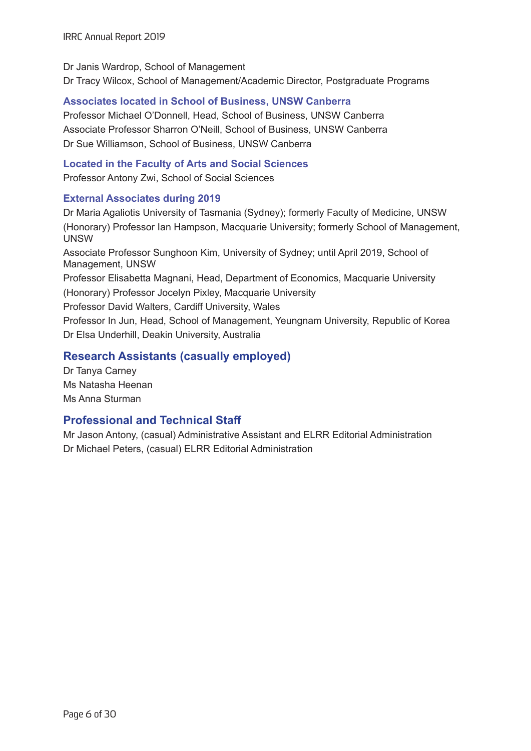Dr Janis Wardrop, School of Management
Dr Tracy Wilcox, School of Management/Academic Director, Postgraduate Programs

### Associates located in School of Business, UNSW Canberra

Professor Michael O'Donnell, Head, School of Business, UNSW Canberra
Associate Professor Sharron O'Neill, School of Business, UNSW Canberra
Dr Sue Williamson, School of Business, UNSW Canberra

### Located in the Faculty of Arts and Social Sciences

Professor Antony Zwi, School of Social Sciences

### External Associates during 2019

Dr Maria Agaliotis University of Tasmania (Sydney); formerly Faculty of Medicine, UNSW
(Honorary) Professor Ian Hampson, Macquarie University; formerly School of Management, UNSW
Associate Professor Sunghoon Kim, University of Sydney; until April 2019, School of Management, UNSW
Professor Elisabetta Magnani, Head, Department of Economics, Macquarie University
(Honorary) Professor Jocelyn Pixley, Macquarie University
Professor David Walters, Cardiff University, Wales
Professor In Jun, Head, School of Management, Yeungnam University, Republic of Korea
Dr Elsa Underhill, Deakin University, Australia

## Research Assistants (casually employed)

Dr Tanya Carney
Ms Natasha Heenan
Ms Anna Sturman

## Professional and Technical Staff

Mr Jason Antony, (casual) Administrative Assistant and ELRR Editorial Administration
Dr Michael Peters, (casual) ELRR Editorial Administration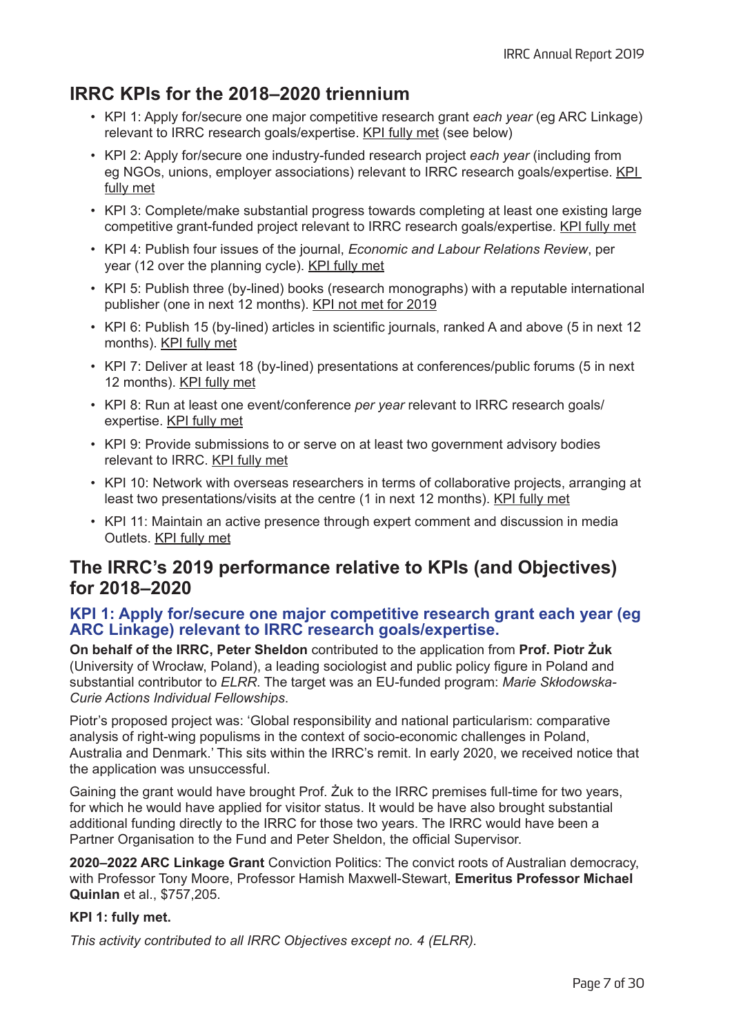## IRRC KPIs for the 2018–2020 triennium

- KPI 1: Apply for/secure one major competitive research grant *each year* (eg ARC Linkage) relevant to IRRC research goals/expertise. KPI fully met (see below)
- KPI 2: Apply for/secure one industry-funded research project *each year* (including from eg NGOs, unions, employer associations) relevant to IRRC research goals/expertise. KPI fully met
- KPI 3: Complete/make substantial progress towards completing at least one existing large competitive grant-funded project relevant to IRRC research goals/expertise. KPI fully met
- KPI 4: Publish four issues of the journal, *Economic and Labour Relations Review*, per year (12 over the planning cycle). KPI fully met
- KPI 5: Publish three (by-lined) books (research monographs) with a reputable international publisher (one in next 12 months). KPI not met for 2019
- KPI 6: Publish 15 (by-lined) articles in scientific journals, ranked A and above (5 in next 12 months). KPI fully met
- KPI 7: Deliver at least 18 (by-lined) presentations at conferences/public forums (5 in next 12 months). KPI fully met
- KPI 8: Run at least one event/conference *per year* relevant to IRRC research goals/expertise. KPI fully met
- KPI 9: Provide submissions to or serve on at least two government advisory bodies relevant to IRRC. KPI fully met
- KPI 10: Network with overseas researchers in terms of collaborative projects, arranging at least two presentations/visits at the centre (1 in next 12 months). KPI fully met
- KPI 11: Maintain an active presence through expert comment and discussion in media Outlets. KPI fully met

## The IRRC's 2019 performance relative to KPIs (and Objectives) for 2018–2020

### KPI 1: Apply for/secure one major competitive research grant each year (eg ARC Linkage) relevant to IRRC research goals/expertise.

**On behalf of the IRRC, Peter Sheldon** contributed to the application from **Prof. Piotr Żuk** (University of Wrocław, Poland), a leading sociologist and public policy figure in Poland and substantial contributor to *ELRR*. The target was an EU-funded program: *Marie Skłodowska-Curie Actions Individual Fellowships*.

Piotr's proposed project was: 'Global responsibility and national particularism: comparative analysis of right-wing populisms in the context of socio-economic challenges in Poland, Australia and Denmark.' This sits within the IRRC's remit. In early 2020, we received notice that the application was unsuccessful.

Gaining the grant would have brought Prof. Żuk to the IRRC premises full-time for two years, for which he would have applied for visitor status. It would be have also brought substantial additional funding directly to the IRRC for those two years. The IRRC would have been a Partner Organisation to the Fund and Peter Sheldon, the official Supervisor.

**2020–2022 ARC Linkage Grant** Conviction Politics: The convict roots of Australian democracy, with Professor Tony Moore, Professor Hamish Maxwell-Stewart, **Emeritus Professor Michael Quinlan** et al., $757,205.

**KPI 1: fully met.**

*This activity contributed to all IRRC Objectives except no. 4 (ELRR).*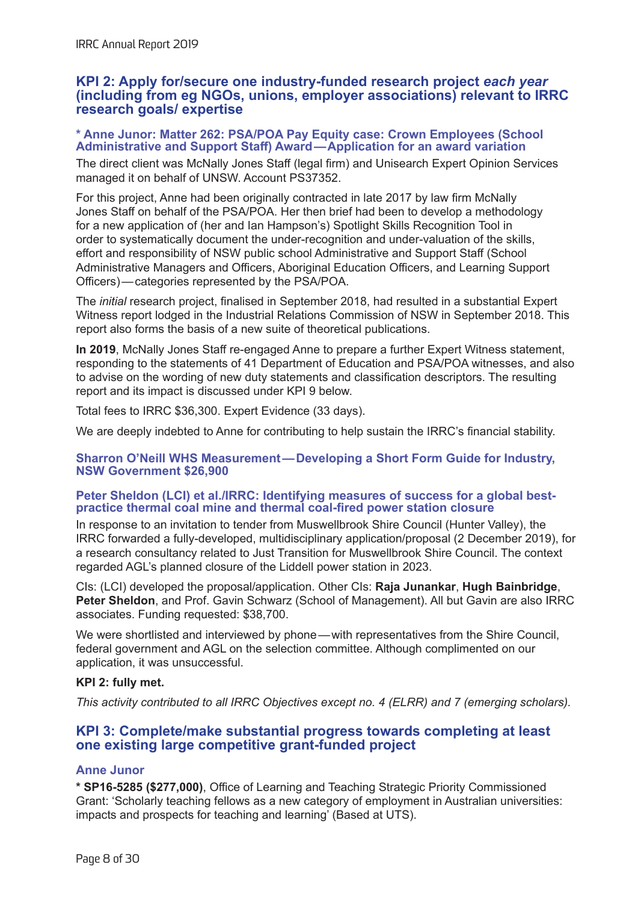## KPI 2: Apply for/secure one industry-funded research project *each year* (including from eg NGOs, unions, employer associations) relevant to IRRC research goals/ expertise

### * Anne Junor: Matter 262: PSA/POA Pay Equity case: Crown Employees (School Administrative and Support Staff) Award — Application for an award variation

The direct client was McNally Jones Staff (legal firm) and Unisearch Expert Opinion Services managed it on behalf of UNSW. Account PS37352.

For this project, Anne had been originally contracted in late 2017 by law firm McNally Jones Staff on behalf of the PSA/POA. Her then brief had been to develop a methodology for a new application of (her and Ian Hampson's) Spotlight Skills Recognition Tool in order to systematically document the under-recognition and under-valuation of the skills, effort and responsibility of NSW public school Administrative and Support Staff (School Administrative Managers and Officers, Aboriginal Education Officers, and Learning Support Officers) — categories represented by the PSA/POA.

The *initial* research project, finalised in September 2018, had resulted in a substantial Expert Witness report lodged in the Industrial Relations Commission of NSW in September 2018. This report also forms the basis of a new suite of theoretical publications.

**In 2019**, McNally Jones Staff re-engaged Anne to prepare a further Expert Witness statement, responding to the statements of 41 Department of Education and PSA/POA witnesses, and also to advise on the wording of new duty statements and classification descriptors. The resulting report and its impact is discussed under KPI 9 below.

Total fees to IRRC $36,300. Expert Evidence (33 days).

We are deeply indebted to Anne for contributing to help sustain the IRRC's financial stability.

### Sharron O'Neill WHS Measurement — Developing a Short Form Guide for Industry, NSW Government $26,900

### Peter Sheldon (LCI) et al./IRRC: Identifying measures of success for a global best-practice thermal coal mine and thermal coal-fired power station closure

In response to an invitation to tender from Muswellbrook Shire Council (Hunter Valley), the IRRC forwarded a fully-developed, multidisciplinary application/proposal (2 December 2019), for a research consultancy related to Just Transition for Muswellbrook Shire Council. The context regarded AGL's planned closure of the Liddell power station in 2023.

CIs: (LCI) developed the proposal/application. Other CIs: **Raja Junankar**, **Hugh Bainbridge**, **Peter Sheldon**, and Prof. Gavin Schwarz (School of Management). All but Gavin are also IRRC associates. Funding requested: $38,700.

We were shortlisted and interviewed by phone — with representatives from the Shire Council, federal government and AGL on the selection committee. Although complimented on our application, it was unsuccessful.

**KPI 2: fully met.**

*This activity contributed to all IRRC Objectives except no. 4 (ELRR) and 7 (emerging scholars).*

## KPI 3: Complete/make substantial progress towards completing at least one existing large competitive grant-funded project

### Anne Junor

**\* SP16-5285 ($277,000)**, Office of Learning and Teaching Strategic Priority Commissioned Grant: 'Scholarly teaching fellows as a new category of employment in Australian universities: impacts and prospects for teaching and learning' (Based at UTS).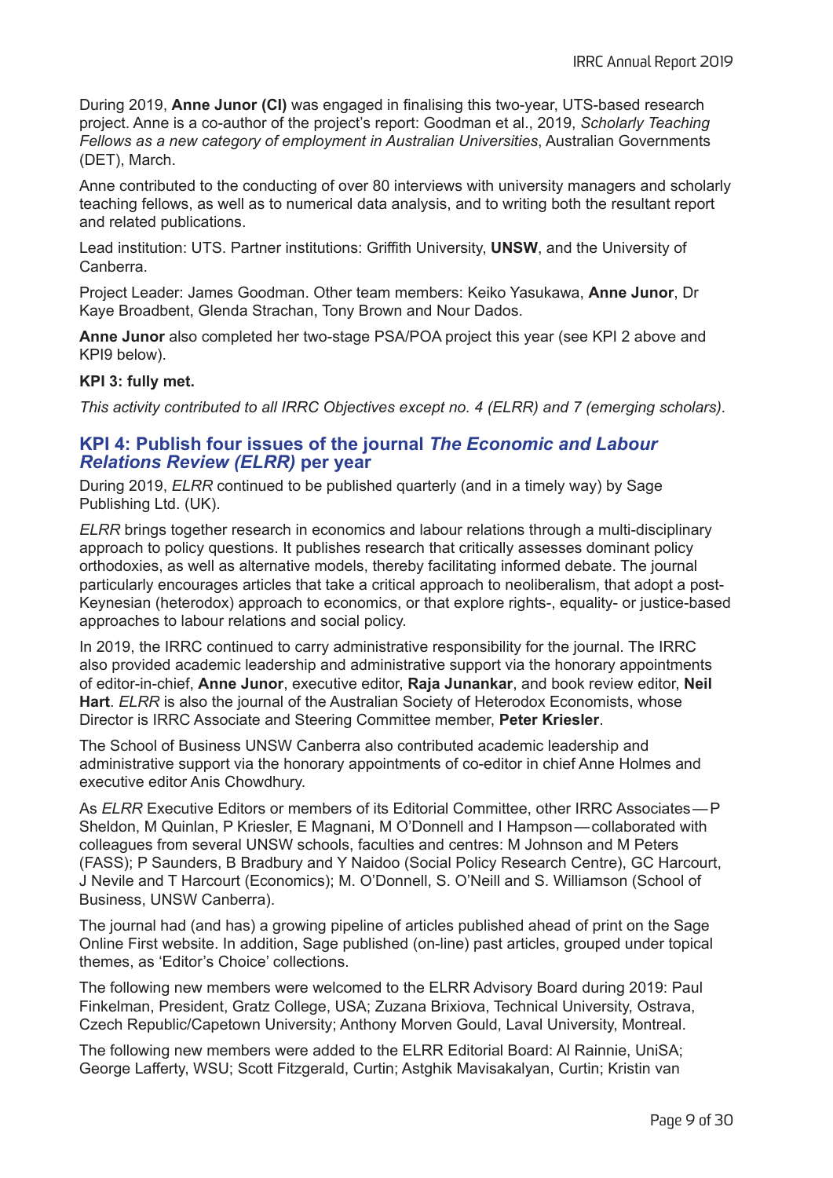During 2019, **Anne Junor (CI)** was engaged in finalising this two-year, UTS-based research project. Anne is a co-author of the project's report: Goodman et al., 2019, *Scholarly Teaching Fellows as a new category of employment in Australian Universities*, Australian Governments (DET), March.

Anne contributed to the conducting of over 80 interviews with university managers and scholarly teaching fellows, as well as to numerical data analysis, and to writing both the resultant report and related publications.

Lead institution: UTS. Partner institutions: Griffith University, **UNSW**, and the University of Canberra.

Project Leader: James Goodman. Other team members: Keiko Yasukawa, **Anne Junor**, Dr Kaye Broadbent, Glenda Strachan, Tony Brown and Nour Dados.

**Anne Junor** also completed her two-stage PSA/POA project this year (see KPI 2 above and KPI9 below).

**KPI 3: fully met.**

*This activity contributed to all IRRC Objectives except no. 4 (ELRR) and 7 (emerging scholars).*

## KPI 4: Publish four issues of the journal *The Economic and Labour Relations Review (ELRR)* per year

During 2019, *ELRR* continued to be published quarterly (and in a timely way) by Sage Publishing Ltd. (UK).

*ELRR* brings together research in economics and labour relations through a multi-disciplinary approach to policy questions. It publishes research that critically assesses dominant policy orthodoxies, as well as alternative models, thereby facilitating informed debate. The journal particularly encourages articles that take a critical approach to neoliberalism, that adopt a post-Keynesian (heterodox) approach to economics, or that explore rights-, equality- or justice-based approaches to labour relations and social policy.

In 2019, the IRRC continued to carry administrative responsibility for the journal. The IRRC also provided academic leadership and administrative support via the honorary appointments of editor-in-chief, **Anne Junor**, executive editor, **Raja Junankar**, and book review editor, **Neil Hart**. *ELRR* is also the journal of the Australian Society of Heterodox Economists, whose Director is IRRC Associate and Steering Committee member, **Peter Kriesler**.

The School of Business UNSW Canberra also contributed academic leadership and administrative support via the honorary appointments of co-editor in chief Anne Holmes and executive editor Anis Chowdhury.

As *ELRR* Executive Editors or members of its Editorial Committee, other IRRC Associates — P Sheldon, M Quinlan, P Kriesler, E Magnani, M O'Donnell and I Hampson — collaborated with colleagues from several UNSW schools, faculties and centres: M Johnson and M Peters (FASS); P Saunders, B Bradbury and Y Naidoo (Social Policy Research Centre), GC Harcourt, J Nevile and T Harcourt (Economics); M. O'Donnell, S. O'Neill and S. Williamson (School of Business, UNSW Canberra).

The journal had (and has) a growing pipeline of articles published ahead of print on the Sage Online First website. In addition, Sage published (on-line) past articles, grouped under topical themes, as 'Editor's Choice' collections.

The following new members were welcomed to the ELRR Advisory Board during 2019: Paul Finkelman, President, Gratz College, USA; Zuzana Brixiova, Technical University, Ostrava, Czech Republic/Capetown University; Anthony Morven Gould, Laval University, Montreal.

The following new members were added to the ELRR Editorial Board: Al Rainnie, UniSA; George Lafferty, WSU; Scott Fitzgerald, Curtin; Astghik Mavisakalyan, Curtin; Kristin van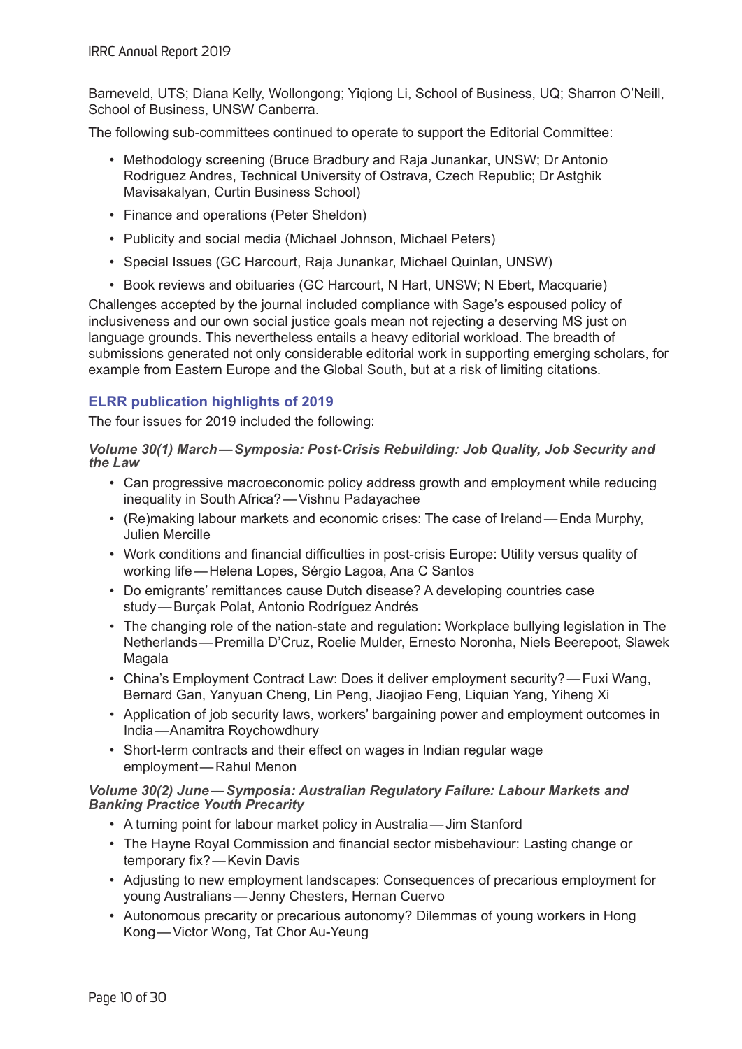Barneveld, UTS; Diana Kelly, Wollongong; Yiqiong Li, School of Business, UQ; Sharron O'Neill, School of Business, UNSW Canberra.

The following sub-committees continued to operate to support the Editorial Committee:

- Methodology screening (Bruce Bradbury and Raja Junankar, UNSW; Dr Antonio Rodriguez Andres, Technical University of Ostrava, Czech Republic; Dr Astghik Mavisakalyan, Curtin Business School)
- Finance and operations (Peter Sheldon)
- Publicity and social media (Michael Johnson, Michael Peters)
- Special Issues (GC Harcourt, Raja Junankar, Michael Quinlan, UNSW)
- Book reviews and obituaries (GC Harcourt, N Hart, UNSW; N Ebert, Macquarie)

Challenges accepted by the journal included compliance with Sage's espoused policy of inclusiveness and our own social justice goals mean not rejecting a deserving MS just on language grounds. This nevertheless entails a heavy editorial workload. The breadth of submissions generated not only considerable editorial work in supporting emerging scholars, for example from Eastern Europe and the Global South, but at a risk of limiting citations.

## ELRR publication highlights of 2019

The four issues for 2019 included the following:

#### *Volume 30(1) March—Symposia: Post-Crisis Rebuilding: Job Quality, Job Security and the Law*

- Can progressive macroeconomic policy address growth and employment while reducing inequality in South Africa?—Vishnu Padayachee
- (Re)making labour markets and economic crises: The case of Ireland—Enda Murphy, Julien Mercille
- Work conditions and financial difficulties in post-crisis Europe: Utility versus quality of working life—Helena Lopes, Sérgio Lagoa, Ana C Santos
- Do emigrants' remittances cause Dutch disease? A developing countries case study—Burçak Polat, Antonio Rodríguez Andrés
- The changing role of the nation-state and regulation: Workplace bullying legislation in The Netherlands—Premilla D'Cruz, Roelie Mulder, Ernesto Noronha, Niels Beerepoot, Slawek Magala
- China's Employment Contract Law: Does it deliver employment security?—Fuxi Wang, Bernard Gan, Yanyuan Cheng, Lin Peng, Jiaojiao Feng, Liquian Yang, Yiheng Xi
- Application of job security laws, workers' bargaining power and employment outcomes in India—Anamitra Roychowdhury
- Short-term contracts and their effect on wages in Indian regular wage employment—Rahul Menon

#### *Volume 30(2) June—Symposia: Australian Regulatory Failure: Labour Markets and Banking Practice Youth Precarity*

- A turning point for labour market policy in Australia—Jim Stanford
- The Hayne Royal Commission and financial sector misbehaviour: Lasting change or temporary fix?—Kevin Davis
- Adjusting to new employment landscapes: Consequences of precarious employment for young Australians—Jenny Chesters, Hernan Cuervo
- Autonomous precarity or precarious autonomy? Dilemmas of young workers in Hong Kong—Victor Wong, Tat Chor Au-Yeung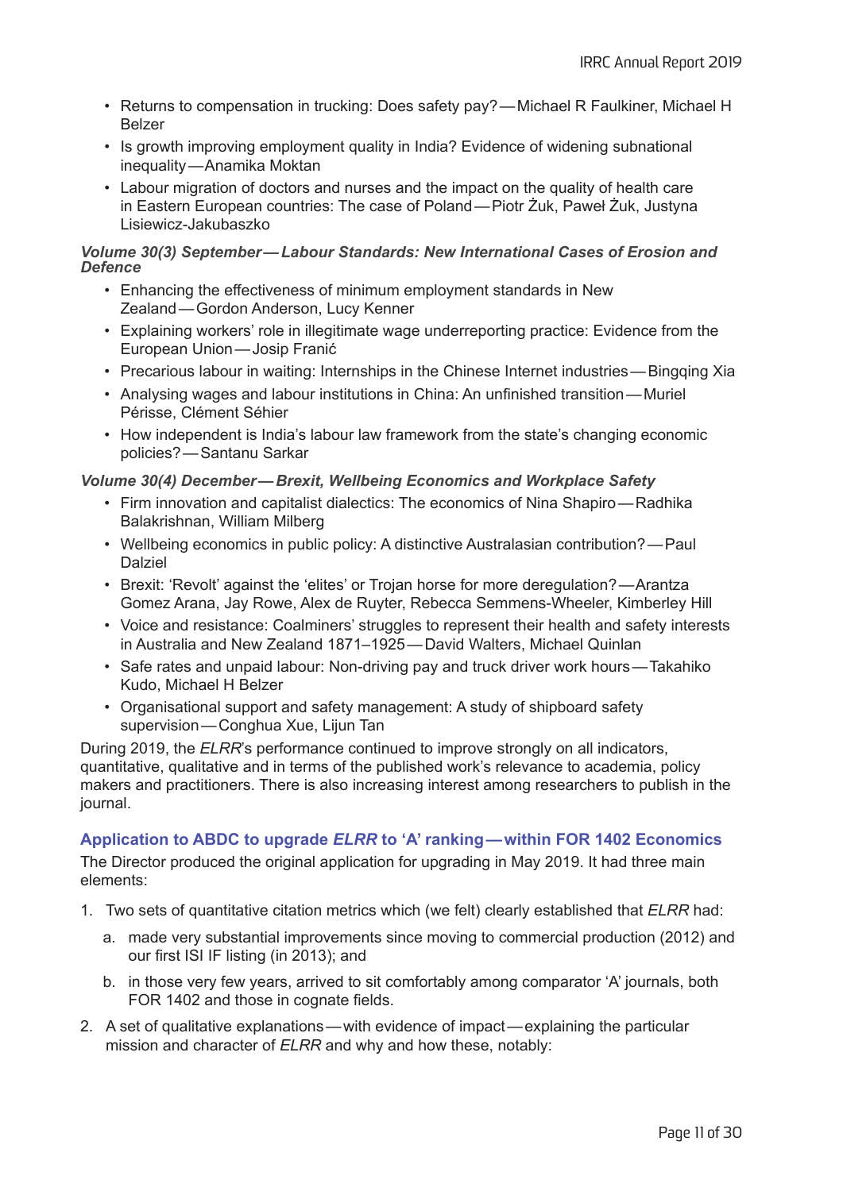- Returns to compensation in trucking: Does safety pay? — Michael R Faulkiner, Michael H Belzer
- Is growth improving employment quality in India? Evidence of widening subnational inequality — Anamika Moktan
- Labour migration of doctors and nurses and the impact on the quality of health care in Eastern European countries: The case of Poland — Piotr Żuk, Paweł Żuk, Justyna Lisiewicz-Jakubaszko

***Volume 30(3) September — Labour Standards: New International Cases of Erosion and Defence***

- Enhancing the effectiveness of minimum employment standards in New Zealand — Gordon Anderson, Lucy Kenner
- Explaining workers' role in illegitimate wage underreporting practice: Evidence from the European Union — Josip Franić
- Precarious labour in waiting: Internships in the Chinese Internet industries — Bingqing Xia
- Analysing wages and labour institutions in China: An unfinished transition — Muriel Périsse, Clément Séhier
- How independent is India's labour law framework from the state's changing economic policies? — Santanu Sarkar

***Volume 30(4) December — Brexit, Wellbeing Economics and Workplace Safety***

- Firm innovation and capitalist dialectics: The economics of Nina Shapiro — Radhika Balakrishnan, William Milberg
- Wellbeing economics in public policy: A distinctive Australasian contribution? — Paul Dalziel
- Brexit: 'Revolt' against the 'elites' or Trojan horse for more deregulation? — Arantza Gomez Arana, Jay Rowe, Alex de Ruyter, Rebecca Semmens-Wheeler, Kimberley Hill
- Voice and resistance: Coalminers' struggles to represent their health and safety interests in Australia and New Zealand 1871–1925 — David Walters, Michael Quinlan
- Safe rates and unpaid labour: Non-driving pay and truck driver work hours — Takahiko Kudo, Michael H Belzer
- Organisational support and safety management: A study of shipboard safety supervision — Conghua Xue, Lijun Tan

During 2019, the *ELRR*'s performance continued to improve strongly on all indicators, quantitative, qualitative and in terms of the published work's relevance to academia, policy makers and practitioners. There is also increasing interest among researchers to publish in the journal.

### Application to ABDC to upgrade *ELRR* to 'A' ranking — within FOR 1402 Economics

The Director produced the original application for upgrading in May 2019. It had three main elements:

1. Two sets of quantitative citation metrics which (we felt) clearly established that *ELRR* had:
   a. made very substantial improvements since moving to commercial production (2012) and our first ISI IF listing (in 2013); and
   b. in those very few years, arrived to sit comfortably among comparator 'A' journals, both FOR 1402 and those in cognate fields.
2. A set of qualitative explanations — with evidence of impact — explaining the particular mission and character of *ELRR* and why and how these, notably: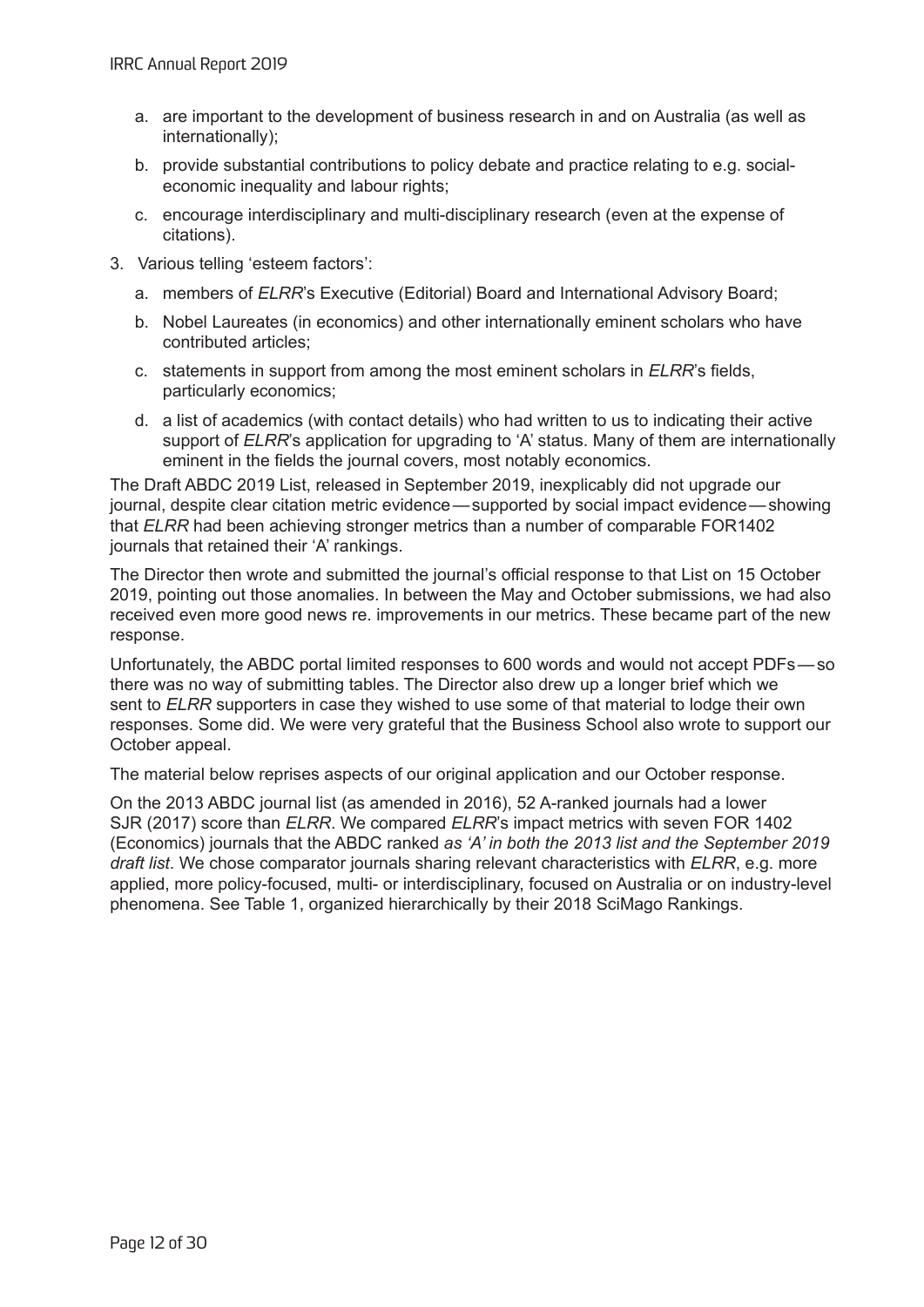a. are important to the development of business research in and on Australia (as well as internationally);

   b. provide substantial contributions to policy debate and practice relating to e.g. social-economic inequality and labour rights;

   c. encourage interdisciplinary and multi-disciplinary research (even at the expense of citations).

3. Various telling 'esteem factors':

   a. members of *ELRR*'s Executive (Editorial) Board and International Advisory Board;

   b. Nobel Laureates (in economics) and other internationally eminent scholars who have contributed articles;

   c. statements in support from among the most eminent scholars in *ELRR*'s fields, particularly economics;

   d. a list of academics (with contact details) who had written to us to indicating their active support of *ELRR*'s application for upgrading to 'A' status. Many of them are internationally eminent in the fields the journal covers, most notably economics.

The Draft ABDC 2019 List, released in September 2019, inexplicably did not upgrade our journal, despite clear citation metric evidence — supported by social impact evidence — showing that *ELRR* had been achieving stronger metrics than a number of comparable FOR1402 journals that retained their 'A' rankings.

The Director then wrote and submitted the journal's official response to that List on 15 October 2019, pointing out those anomalies. In between the May and October submissions, we had also received even more good news re. improvements in our metrics. These became part of the new response.

Unfortunately, the ABDC portal limited responses to 600 words and would not accept PDFs — so there was no way of submitting tables. The Director also drew up a longer brief which we sent to *ELRR* supporters in case they wished to use some of that material to lodge their own responses. Some did. We were very grateful that the Business School also wrote to support our October appeal.

The material below reprises aspects of our original application and our October response.

On the 2013 ABDC journal list (as amended in 2016), 52 A-ranked journals had a lower SJR (2017) score than *ELRR*. We compared *ELRR*'s impact metrics with seven FOR 1402 (Economics) journals that the ABDC ranked *as 'A' in both the 2013 list and the September 2019 draft list*. We chose comparator journals sharing relevant characteristics with *ELRR*, e.g. more applied, more policy-focused, multi- or interdisciplinary, focused on Australia or on industry-level phenomena. See Table 1, organized hierarchically by their 2018 SciMago Rankings.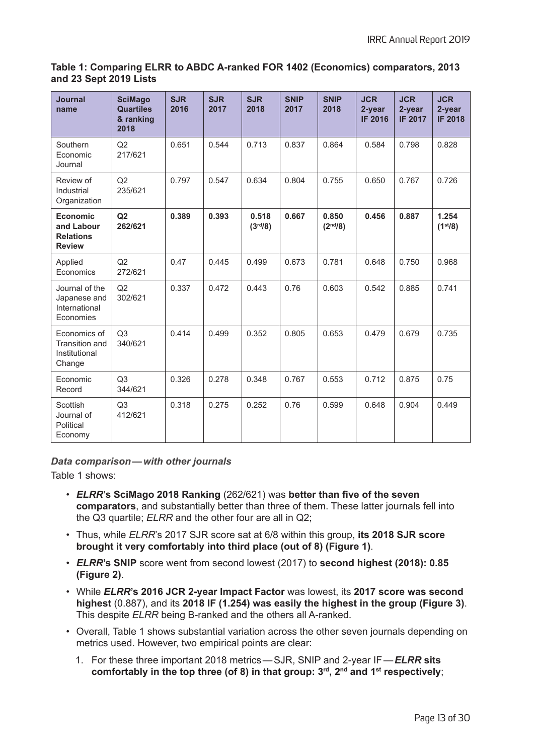**Table 1: Comparing ELRR to ABDC A-ranked FOR 1402 (Economics) comparators, 2013 and 23 Sept 2019 Lists**

| Journal name | SciMago Quartiles & ranking 2018 | SJR 2016 | SJR 2017 | SJR 2018 | SNIP 2017 | SNIP 2018 | JCR 2-year IF 2016 | JCR 2-year IF 2017 | JCR 2-year IF 2018 |
|---|---|---|---|---|---|---|---|---|---|
| Southern Economic Journal | Q2 217/621 | 0.651 | 0.544 | 0.713 | 0.837 | 0.864 | 0.584 | 0.798 | 0.828 |
| Review of Industrial Organization | Q2 235/621 | 0.797 | 0.547 | 0.634 | 0.804 | 0.755 | 0.650 | 0.767 | 0.726 |
| **Economic and Labour Relations Review** | **Q2 262/621** | **0.389** | **0.393** | **0.518 (3rd/8)** | **0.667** | **0.850 (2nd/8)** | **0.456** | **0.887** | **1.254 (1st/8)** |
| Applied Economics | Q2 272/621 | 0.47 | 0.445 | 0.499 | 0.673 | 0.781 | 0.648 | 0.750 | 0.968 |
| Journal of the Japanese and International Economies | Q2 302/621 | 0.337 | 0.472 | 0.443 | 0.76 | 0.603 | 0.542 | 0.885 | 0.741 |
| Economics of Transition and Institutional Change | Q3 340/621 | 0.414 | 0.499 | 0.352 | 0.805 | 0.653 | 0.479 | 0.679 | 0.735 |
| Economic Record | Q3 344/621 | 0.326 | 0.278 | 0.348 | 0.767 | 0.553 | 0.712 | 0.875 | 0.75 |
| Scottish Journal of Political Economy | Q3 412/621 | 0.318 | 0.275 | 0.252 | 0.76 | 0.599 | 0.648 | 0.904 | 0.449 |

***Data comparison — with other journals***

Table 1 shows:

- ***ELRR*'s SciMago 2018 Ranking** (262/621) was **better than five of the seven comparators**, and substantially better than three of them. These latter journals fell into the Q3 quartile; *ELRR* and the other four are all in Q2;
- Thus, while *ELRR*'s 2017 SJR score sat at 6/8 within this group, **its 2018 SJR score brought it very comfortably into third place (out of 8) (Figure 1)**.
- ***ELRR*'s SNIP** score went from second lowest (2017) to **second highest (2018): 0.85 (Figure 2)**.
- While ***ELRR*'s 2016 JCR 2-year Impact Factor** was lowest, its **2017 score was second highest** (0.887), and its **2018 IF (1.254) was easily the highest in the group (Figure 3)**. This despite *ELRR* being B-ranked and the others all A-ranked.
- Overall, Table 1 shows substantial variation across the other seven journals depending on metrics used. However, two empirical points are clear:
  1. For these three important 2018 metrics — SJR, SNIP and 2-year IF — ***ELRR* sits comfortably in the top three (of 8) in that group: 3rd, 2nd and 1st respectively**;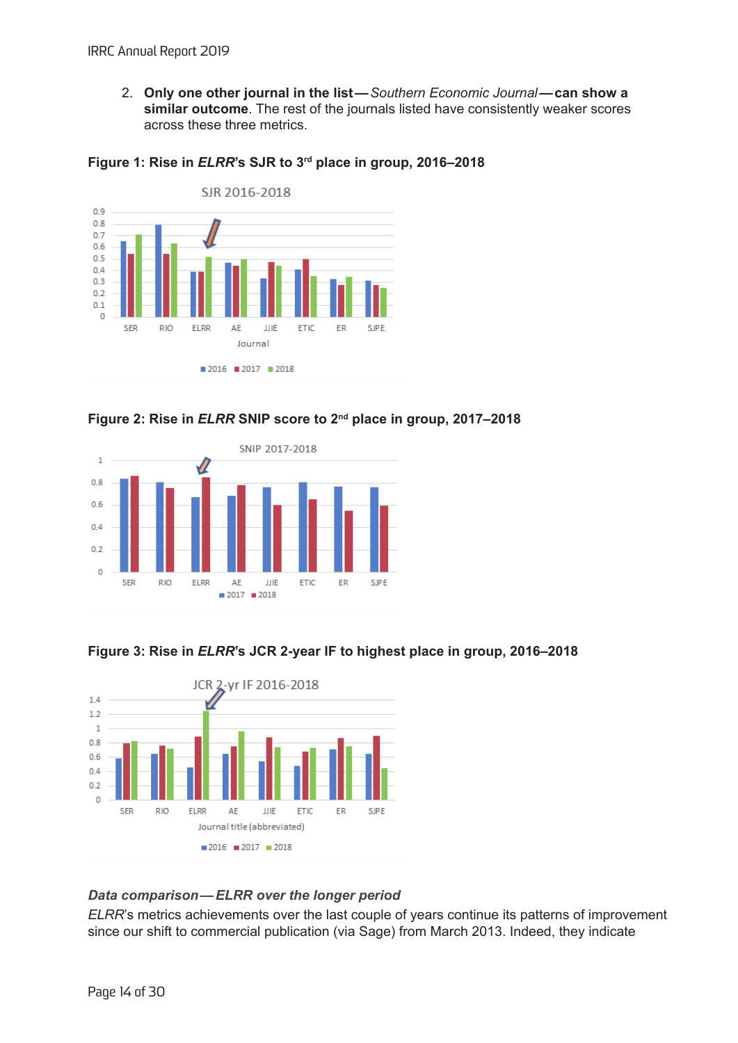2. **Only one other journal in the list —** *Southern Economic Journal* **— can show a similar outcome**. The rest of the journals listed have consistently weaker scores across these three metrics.

**Figure 1: Rise in *ELRR*'s SJR to 3rd place in group, 2016–2018**

**Figure 2: Rise in *ELRR* SNIP score to 2nd place in group, 2017–2018**

**Figure 3: Rise in *ELRR*'s JCR 2-year IF to highest place in group, 2016–2018**

***Data comparison — ELRR over the longer period***

*ELRR*'s metrics achievements over the last couple of years continue its patterns of improvement since our shift to commercial publication (via Sage) from March 2013. Indeed, they indicate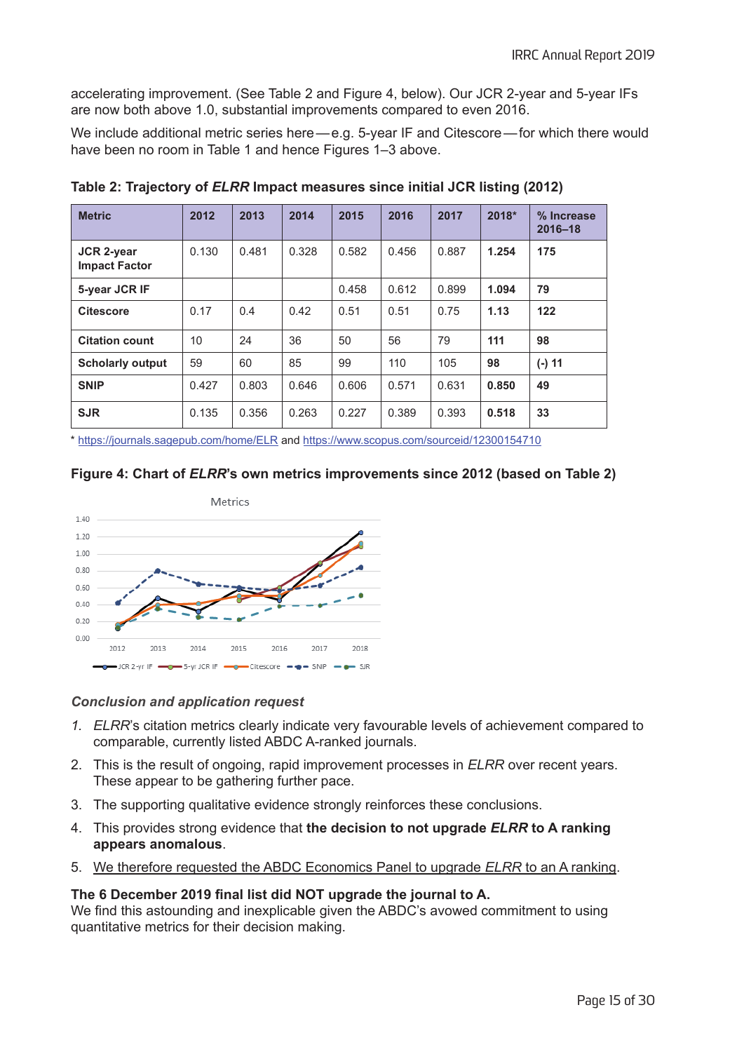accelerating improvement. (See Table 2 and Figure 4, below). Our JCR 2-year and 5-year IFs are now both above 1.0, substantial improvements compared to even 2016.

We include additional metric series here — e.g. 5-year IF and Citescore — for which there would have been no room in Table 1 and hence Figures 1–3 above.

**Table 2: Trajectory of *ELRR* Impact measures since initial JCR listing (2012)**

| Metric | 2012 | 2013 | 2014 | 2015 | 2016 | 2017 | 2018* | % Increase 2016–18 |
|---|---|---|---|---|---|---|---|---|
| **JCR 2-year Impact Factor** | 0.130 | 0.481 | 0.328 | 0.582 | 0.456 | 0.887 | **1.254** | **175** |
| **5-year JCR IF** | | | | 0.458 | 0.612 | 0.899 | **1.094** | **79** |
| **Citescore** | 0.17 | 0.4 | 0.42 | 0.51 | 0.51 | 0.75 | **1.13** | **122** |
| **Citation count** | 10 | 24 | 36 | 50 | 56 | 79 | **111** | **98** |
| **Scholarly output** | 59 | 60 | 85 | 99 | 110 | 105 | **98** | **(-) 11** |
| **SNIP** | 0.427 | 0.803 | 0.646 | 0.606 | 0.571 | 0.631 | **0.850** | **49** |
| **SJR** | 0.135 | 0.356 | 0.263 | 0.227 | 0.389 | 0.393 | **0.518** | **33** |

\* https://journals.sagepub.com/home/ELR and https://www.scopus.com/sourceid/12300154710

**Figure 4: Chart of *ELRR*'s own metrics improvements since 2012 (based on Table 2)**

*Conclusion and application request*

1. *ELRR*'s citation metrics clearly indicate very favourable levels of achievement compared to comparable, currently listed ABDC A-ranked journals.
2. This is the result of ongoing, rapid improvement processes in *ELRR* over recent years. These appear to be gathering further pace.
3. The supporting qualitative evidence strongly reinforces these conclusions.
4. This provides strong evidence that **the decision to not upgrade *ELRR* to A ranking appears anomalous**.
5. We therefore requested the ABDC Economics Panel to upgrade *ELRR* to an A ranking.

**The 6 December 2019 final list did NOT upgrade the journal to A.**
We find this astounding and inexplicable given the ABDC's avowed commitment to using quantitative metrics for their decision making.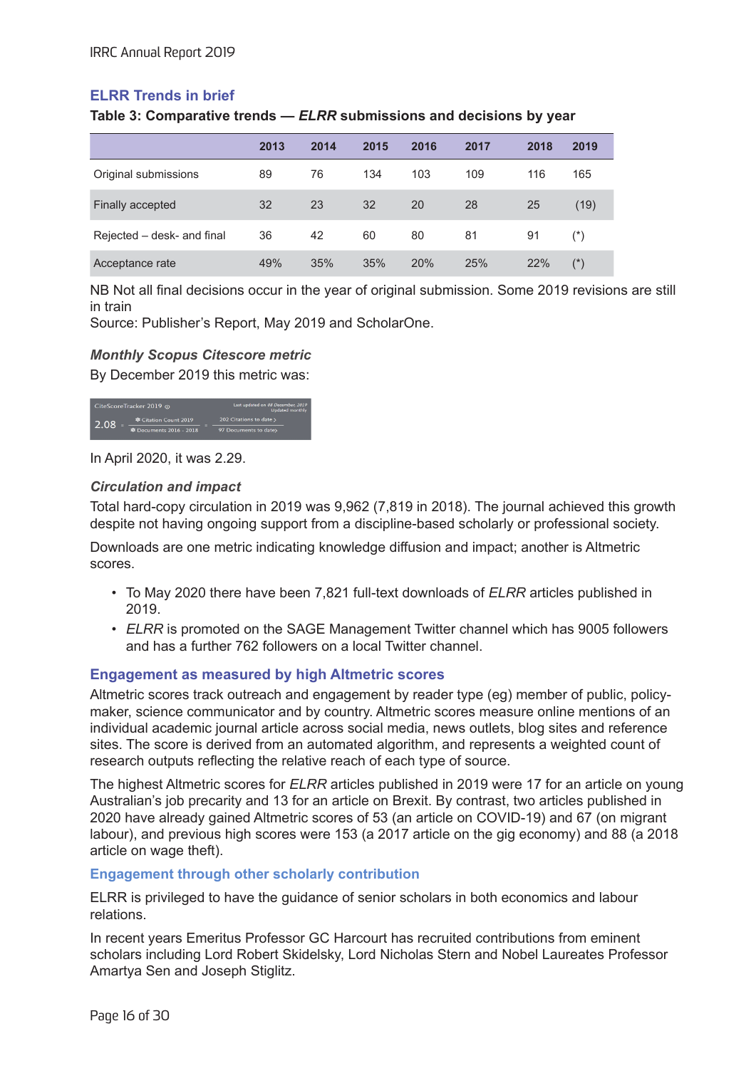## ELRR Trends in brief

**Table 3: Comparative trends — *ELRR* submissions and decisions by year**

| | 2013 | 2014 | 2015 | 2016 | 2017 | 2018 | 2019 |
|---|---|---|---|---|---|---|---|
| Original submissions | 89 | 76 | 134 | 103 | 109 | 116 | 165 |
| Finally accepted | 32 | 23 | 32 | 20 | 28 | 25 | (19) |
| Rejected – desk- and final | 36 | 42 | 60 | 80 | 81 | 91 | (*) |
| Acceptance rate | 49% | 35% | 35% | 20% | 25% | 22% | (*) |

NB Not all final decisions occur in the year of original submission. Some 2019 revisions are still in train

Source: Publisher's Report, May 2019 and ScholarOne.

### *Monthly Scopus Citescore metric*

By December 2019 this metric was:

CiteScoreTracker 2019 — Last updated on 08 December, 2019. Updated monthly

2.08 = Citation Count 2019 / Documents 2016 - 2018 = 202 Citations to date / 97 Documents to date

In April 2020, it was 2.29.

### *Circulation and impact*

Total hard-copy circulation in 2019 was 9,962 (7,819 in 2018). The journal achieved this growth despite not having ongoing support from a discipline-based scholarly or professional society.

Downloads are one metric indicating knowledge diffusion and impact; another is Altmetric scores.

- To May 2020 there have been 7,821 full-text downloads of *ELRR* articles published in 2019.
- *ELRR* is promoted on the SAGE Management Twitter channel which has 9005 followers and has a further 762 followers on a local Twitter channel.

## Engagement as measured by high Altmetric scores

Altmetric scores track outreach and engagement by reader type (eg) member of public, policy-maker, science communicator and by country. Altmetric scores measure online mentions of an individual academic journal article across social media, news outlets, blog sites and reference sites. The score is derived from an automated algorithm, and represents a weighted count of research outputs reflecting the relative reach of each type of source.

The highest Altmetric scores for *ELRR* articles published in 2019 were 17 for an article on young Australian's job precarity and 13 for an article on Brexit. By contrast, two articles published in 2020 have already gained Altmetric scores of 53 (an article on COVID-19) and 67 (on migrant labour), and previous high scores were 153 (a 2017 article on the gig economy) and 88 (a 2018 article on wage theft).

## Engagement through other scholarly contribution

ELRR is privileged to have the guidance of senior scholars in both economics and labour relations.

In recent years Emeritus Professor GC Harcourt has recruited contributions from eminent scholars including Lord Robert Skidelsky, Lord Nicholas Stern and Nobel Laureates Professor Amartya Sen and Joseph Stiglitz.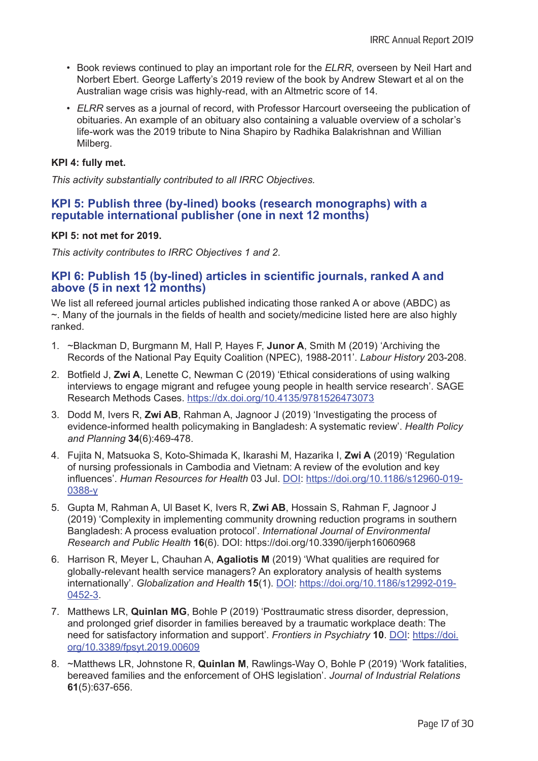- Book reviews continued to play an important role for the *ELRR*, overseen by Neil Hart and Norbert Ebert. George Lafferty's 2019 review of the book by Andrew Stewart et al on the Australian wage crisis was highly-read, with an Altmetric score of 14.
- *ELRR* serves as a journal of record, with Professor Harcourt overseeing the publication of obituaries. An example of an obituary also containing a valuable overview of a scholar's life-work was the 2019 tribute to Nina Shapiro by Radhika Balakrishnan and Willian Milberg.

**KPI 4: fully met.**

*This activity substantially contributed to all IRRC Objectives.*

## KPI 5: Publish three (by-lined) books (research monographs) with a reputable international publisher (one in next 12 months)

**KPI 5: not met for 2019.**

*This activity contributes to IRRC Objectives 1 and 2.*

## KPI 6: Publish 15 (by-lined) articles in scientific journals, ranked A and above (5 in next 12 months)

We list all refereed journal articles published indicating those ranked A or above (ABDC) as ~. Many of the journals in the fields of health and society/medicine listed here are also highly ranked.

1. ~Blackman D, Burgmann M, Hall P, Hayes F, **Junor A**, Smith M (2019) 'Archiving the Records of the National Pay Equity Coalition (NPEC), 1988-2011'. *Labour History* 203-208.
2. Botfield J, **Zwi A**, Lenette C, Newman C (2019) 'Ethical considerations of using walking interviews to engage migrant and refugee young people in health service research'. SAGE Research Methods Cases. https://dx.doi.org/10.4135/9781526473073
3. Dodd M, Ivers R, **Zwi AB**, Rahman A, Jagnoor J (2019) 'Investigating the process of evidence-informed health policymaking in Bangladesh: A systematic review'. *Health Policy and Planning* **34**(6):469-478.
4. Fujita N, Matsuoka S, Koto-Shimada K, Ikarashi M, Hazarika I, **Zwi A** (2019) 'Regulation of nursing professionals in Cambodia and Vietnam: A review of the evolution and key influences'. *Human Resources for Health* 03 Jul. DOI: https://doi.org/10.1186/s12960-019-0388-y
5. Gupta M, Rahman A, Ul Baset K, Ivers R, **Zwi AB**, Hossain S, Rahman F, Jagnoor J (2019) 'Complexity in implementing community drowning reduction programs in southern Bangladesh: A process evaluation protocol'. *International Journal of Environmental Research and Public Health* **16**(6). DOI: https://doi.org/10.3390/ijerph16060968
6. Harrison R, Meyer L, Chauhan A, **Agaliotis M** (2019) 'What qualities are required for globally-relevant health service managers? An exploratory analysis of health systems internationally'. *Globalization and Health* **15**(1). DOI: https://doi.org/10.1186/s12992-019-0452-3.
7. Matthews LR, **Quinlan MG**, Bohle P (2019) 'Posttraumatic stress disorder, depression, and prolonged grief disorder in families bereaved by a traumatic workplace death: The need for satisfactory information and support'. *Frontiers in Psychiatry* **10**. DOI: https://doi.org/10.3389/fpsyt.2019.00609
8. ~Matthews LR, Johnstone R, **Quinlan M**, Rawlings-Way O, Bohle P (2019) 'Work fatalities, bereaved families and the enforcement of OHS legislation'. *Journal of Industrial Relations* **61**(5):637-656.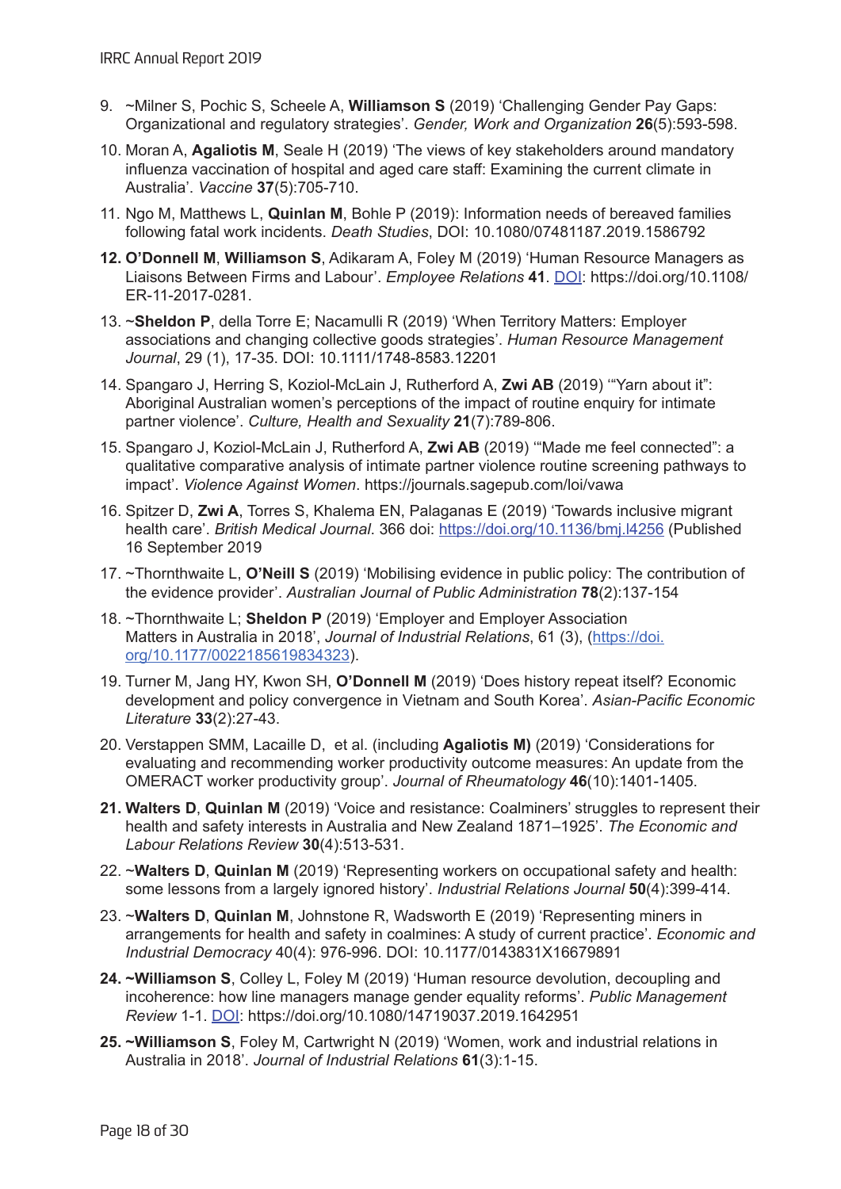9. ~Milner S, Pochic S, Scheele A, **Williamson S** (2019) 'Challenging Gender Pay Gaps: Organizational and regulatory strategies'. *Gender, Work and Organization* **26**(5):593-598.
10. Moran A, **Agaliotis M**, Seale H (2019) 'The views of key stakeholders around mandatory influenza vaccination of hospital and aged care staff: Examining the current climate in Australia'. *Vaccine* **37**(5):705-710.
11. Ngo M, Matthews L, **Quinlan M**, Bohle P (2019): Information needs of bereaved families following fatal work incidents. *Death Studies*, DOI: 10.1080/07481187.2019.1586792
12. **O'Donnell M**, **Williamson S**, Adikaram A, Foley M (2019) 'Human Resource Managers as Liaisons Between Firms and Labour'. *Employee Relations* **41**. DOI: https://doi.org/10.1108/ER-11-2017-0281.
13. ~**Sheldon P**, della Torre E; Nacamulli R (2019) 'When Territory Matters: Employer associations and changing collective goods strategies'. *Human Resource Management Journal*, 29 (1), 17-35. DOI: 10.1111/1748-8583.12201
14. Spangaro J, Herring S, Koziol-McLain J, Rutherford A, **Zwi AB** (2019) '"Yarn about it": Aboriginal Australian women's perceptions of the impact of routine enquiry for intimate partner violence'. *Culture, Health and Sexuality* **21**(7):789-806.
15. Spangaro J, Koziol-McLain J, Rutherford A, **Zwi AB** (2019) '"Made me feel connected": a qualitative comparative analysis of intimate partner violence routine screening pathways to impact'. *Violence Against Women*. https://journals.sagepub.com/loi/vawa
16. Spitzer D, **Zwi A**, Torres S, Khalema EN, Palaganas E (2019) 'Towards inclusive migrant health care'. *British Medical Journal*. 366 doi: https://doi.org/10.1136/bmj.l4256 (Published 16 September 2019
17. ~Thornthwaite L, **O'Neill S** (2019) 'Mobilising evidence in public policy: The contribution of the evidence provider'. *Australian Journal of Public Administration* **78**(2):137-154
18. ~Thornthwaite L; **Sheldon P** (2019) 'Employer and Employer Association Matters in Australia in 2018', *Journal of Industrial Relations*, 61 (3), (https://doi.org/10.1177/0022185619834323).
19. Turner M, Jang HY, Kwon SH, **O'Donnell M** (2019) 'Does history repeat itself? Economic development and policy convergence in Vietnam and South Korea'. *Asian-Pacific Economic Literature* **33**(2):27-43.
20. Verstappen SMM, Lacaille D, et al. (including **Agaliotis M)** (2019) 'Considerations for evaluating and recommending worker productivity outcome measures: An update from the OMERACT worker productivity group'. *Journal of Rheumatology* **46**(10):1401-1405.
21. **Walters D**, **Quinlan M** (2019) 'Voice and resistance: Coalminers' struggles to represent their health and safety interests in Australia and New Zealand 1871–1925'. *The Economic and Labour Relations Review* **30**(4):513-531.
22. ~**Walters D**, **Quinlan M** (2019) 'Representing workers on occupational safety and health: some lessons from a largely ignored history'. *Industrial Relations Journal* **50**(4):399-414.
23. ~**Walters D**, **Quinlan M**, Johnstone R, Wadsworth E (2019) 'Representing miners in arrangements for health and safety in coalmines: A study of current practice'. *Economic and Industrial Democracy* 40(4): 976-996. DOI: 10.1177/0143831X16679891
24. ~**Williamson S**, Colley L, Foley M (2019) 'Human resource devolution, decoupling and incoherence: how line managers manage gender equality reforms'. *Public Management Review* 1-1. DOI: https://doi.org/10.1080/14719037.2019.1642951
25. ~**Williamson S**, Foley M, Cartwright N (2019) 'Women, work and industrial relations in Australia in 2018'. *Journal of Industrial Relations* **61**(3):1-15.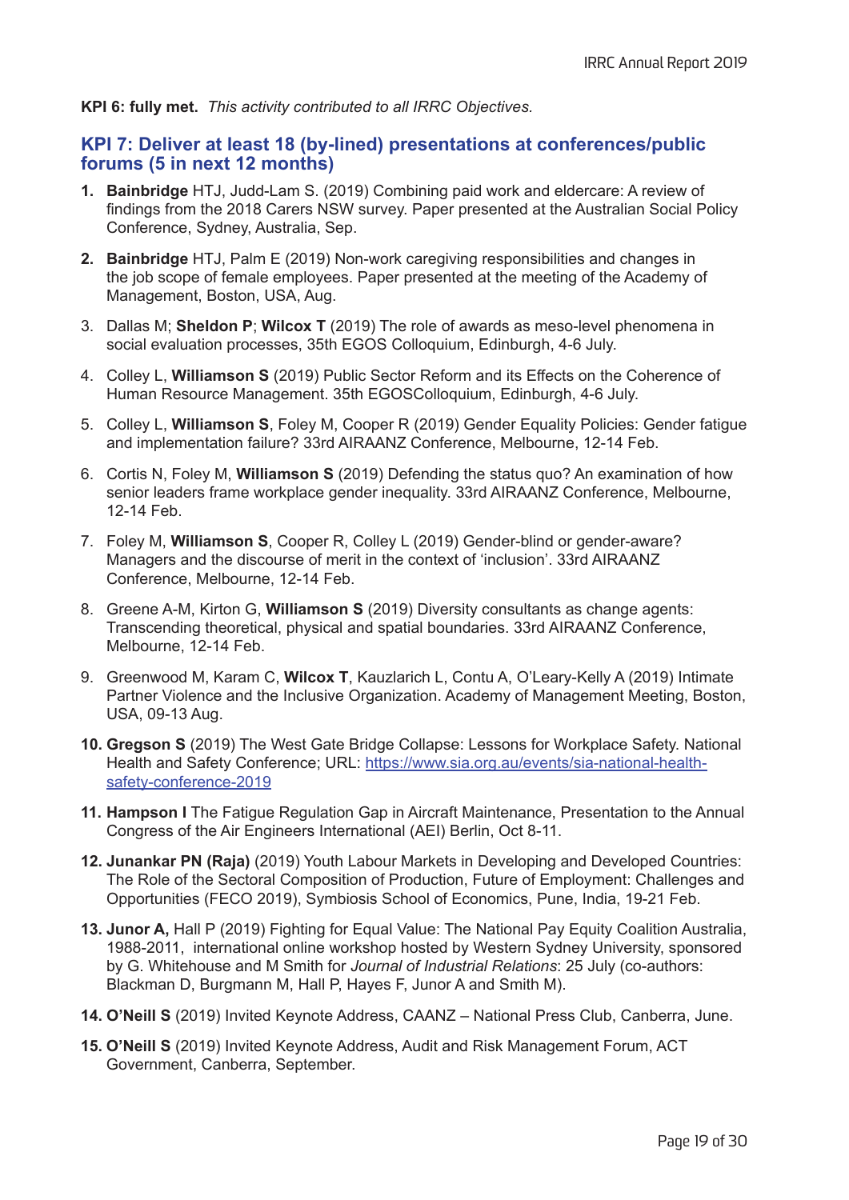**KPI 6: fully met.** *This activity contributed to all IRRC Objectives.*

## KPI 7: Deliver at least 18 (by-lined) presentations at conferences/public forums (5 in next 12 months)

1. **Bainbridge** HTJ, Judd-Lam S. (2019) Combining paid work and eldercare: A review of findings from the 2018 Carers NSW survey. Paper presented at the Australian Social Policy Conference, Sydney, Australia, Sep.
2. **Bainbridge** HTJ, Palm E (2019) Non-work caregiving responsibilities and changes in the job scope of female employees. Paper presented at the meeting of the Academy of Management, Boston, USA, Aug.
3. Dallas M; **Sheldon P**; **Wilcox T** (2019) The role of awards as meso-level phenomena in social evaluation processes, 35th EGOS Colloquium, Edinburgh, 4-6 July.
4. Colley L, **Williamson S** (2019) Public Sector Reform and its Effects on the Coherence of Human Resource Management. 35th EGOSColloquium, Edinburgh, 4-6 July.
5. Colley L, **Williamson S**, Foley M, Cooper R (2019) Gender Equality Policies: Gender fatigue and implementation failure? 33rd AIRAANZ Conference, Melbourne, 12-14 Feb.
6. Cortis N, Foley M, **Williamson S** (2019) Defending the status quo? An examination of how senior leaders frame workplace gender inequality. 33rd AIRAANZ Conference, Melbourne, 12-14 Feb.
7. Foley M, **Williamson S**, Cooper R, Colley L (2019) Gender-blind or gender-aware? Managers and the discourse of merit in the context of 'inclusion'. 33rd AIRAANZ Conference, Melbourne, 12-14 Feb.
8. Greene A-M, Kirton G, **Williamson S** (2019) Diversity consultants as change agents: Transcending theoretical, physical and spatial boundaries. 33rd AIRAANZ Conference, Melbourne, 12-14 Feb.
9. Greenwood M, Karam C, **Wilcox T**, Kauzlarich L, Contu A, O'Leary-Kelly A (2019) Intimate Partner Violence and the Inclusive Organization. Academy of Management Meeting, Boston, USA, 09-13 Aug.
10. **Gregson S** (2019) The West Gate Bridge Collapse: Lessons for Workplace Safety. National Health and Safety Conference; URL: https://www.sia.org.au/events/sia-national-health-safety-conference-2019
11. **Hampson I** The Fatigue Regulation Gap in Aircraft Maintenance, Presentation to the Annual Congress of the Air Engineers International (AEI) Berlin, Oct 8-11.
12. **Junankar PN (Raja)** (2019) Youth Labour Markets in Developing and Developed Countries: The Role of the Sectoral Composition of Production, Future of Employment: Challenges and Opportunities (FECO 2019), Symbiosis School of Economics, Pune, India, 19-21 Feb.
13. **Junor A,** Hall P (2019) Fighting for Equal Value: The National Pay Equity Coalition Australia, 1988-2011, international online workshop hosted by Western Sydney University, sponsored by G. Whitehouse and M Smith for *Journal of Industrial Relations*: 25 July (co-authors: Blackman D, Burgmann M, Hall P, Hayes F, Junor A and Smith M).
14. **O'Neill S** (2019) Invited Keynote Address, CAANZ – National Press Club, Canberra, June.
15. **O'Neill S** (2019) Invited Keynote Address, Audit and Risk Management Forum, ACT Government, Canberra, September.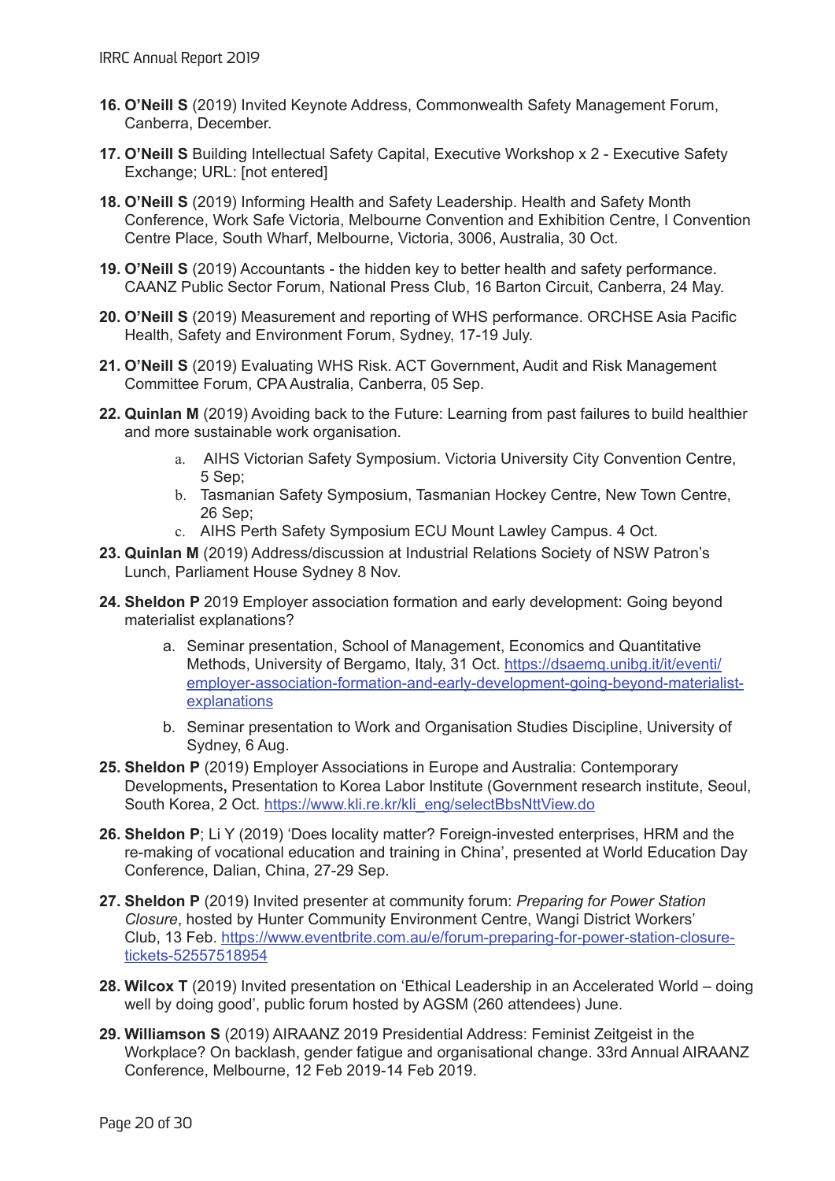16. **O'Neill S** (2019) Invited Keynote Address, Commonwealth Safety Management Forum, Canberra, December.

17. **O'Neill S** Building Intellectual Safety Capital, Executive Workshop x 2 - Executive Safety Exchange; URL: [not entered]

18. **O'Neill S** (2019) Informing Health and Safety Leadership. Health and Safety Month Conference, Work Safe Victoria, Melbourne Convention and Exhibition Centre, I Convention Centre Place, South Wharf, Melbourne, Victoria, 3006, Australia, 30 Oct.

19. **O'Neill S** (2019) Accountants - the hidden key to better health and safety performance. CAANZ Public Sector Forum, National Press Club, 16 Barton Circuit, Canberra, 24 May.

20. **O'Neill S** (2019) Measurement and reporting of WHS performance. ORCHSE Asia Pacific Health, Safety and Environment Forum, Sydney, 17-19 July.

21. **O'Neill S** (2019) Evaluating WHS Risk. ACT Government, Audit and Risk Management Committee Forum, CPA Australia, Canberra, 05 Sep.

22. **Quinlan M** (2019) Avoiding back to the Future: Learning from past failures to build healthier and more sustainable work organisation.
    a. AIHS Victorian Safety Symposium. Victoria University City Convention Centre, 5 Sep;
    b. Tasmanian Safety Symposium, Tasmanian Hockey Centre, New Town Centre, 26 Sep;
    c. AIHS Perth Safety Symposium ECU Mount Lawley Campus. 4 Oct.

23. **Quinlan M** (2019) Address/discussion at Industrial Relations Society of NSW Patron's Lunch, Parliament House Sydney 8 Nov.

24. **Sheldon P** 2019 Employer association formation and early development: Going beyond materialist explanations?
    a. Seminar presentation, School of Management, Economics and Quantitative Methods, University of Bergamo, Italy, 31 Oct. https://dsaemq.unibg.it/it/eventi/employer-association-formation-and-early-development-going-beyond-materialist-explanations
    b. Seminar presentation to Work and Organisation Studies Discipline, University of Sydney, 6 Aug.

25. **Sheldon P** (2019) Employer Associations in Europe and Australia: Contemporary Developments**,** Presentation to Korea Labor Institute (Government research institute, Seoul, South Korea, 2 Oct. https://www.kli.re.kr/kli_eng/selectBbsNttView.do

26. **Sheldon P**; Li Y (2019) 'Does locality matter? Foreign-invested enterprises, HRM and the re-making of vocational education and training in China', presented at World Education Day Conference, Dalian, China, 27-29 Sep.

27. **Sheldon P** (2019) Invited presenter at community forum: *Preparing for Power Station Closure*, hosted by Hunter Community Environment Centre, Wangi District Workers' Club, 13 Feb. https://www.eventbrite.com.au/e/forum-preparing-for-power-station-closure-tickets-52557518954

28. **Wilcox T** (2019) Invited presentation on 'Ethical Leadership in an Accelerated World – doing well by doing good', public forum hosted by AGSM (260 attendees) June.

29. **Williamson S** (2019) AIRAANZ 2019 Presidential Address: Feminist Zeitgeist in the Workplace? On backlash, gender fatigue and organisational change. 33rd Annual AIRAANZ Conference, Melbourne, 12 Feb 2019-14 Feb 2019.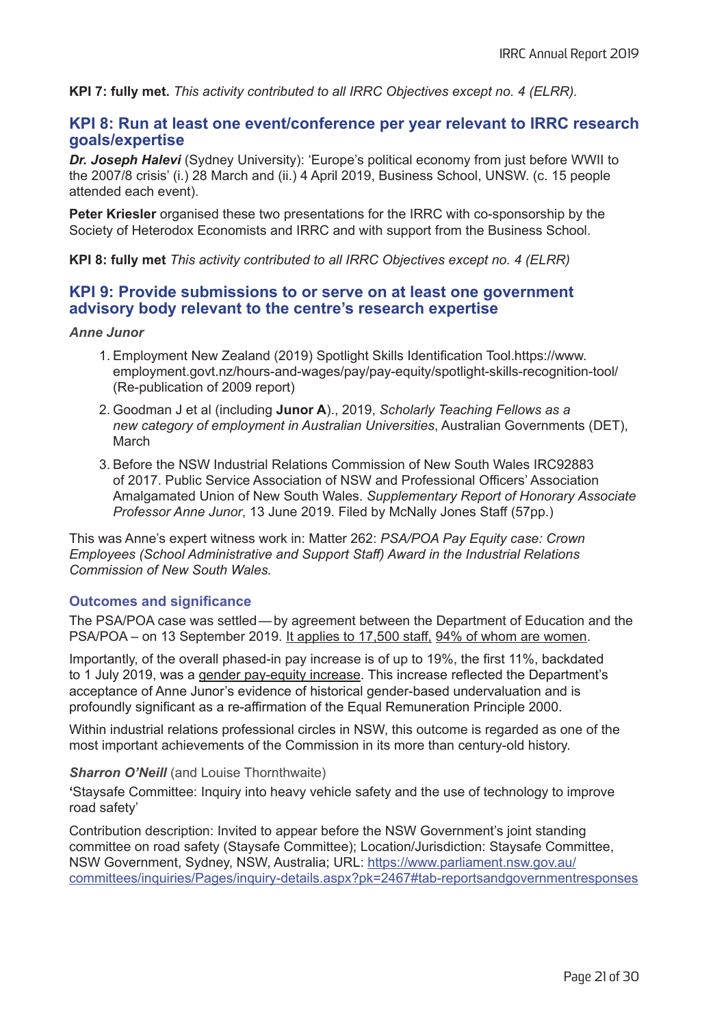**KPI 7: fully met.** *This activity contributed to all IRRC Objectives except no. 4 (ELRR).*

## KPI 8: Run at least one event/conference per year relevant to IRRC research goals/expertise

***Dr. Joseph Halevi*** (Sydney University): 'Europe's political economy from just before WWII to the 2007/8 crisis' (i.) 28 March and (ii.) 4 April 2019, Business School, UNSW. (c. 15 people attended each event).

**Peter Kriesler** organised these two presentations for the IRRC with co-sponsorship by the Society of Heterodox Economists and IRRC and with support from the Business School.

**KPI 8: fully met** *This activity contributed to all IRRC Objectives except no. 4 (ELRR)*

## KPI 9: Provide submissions to or serve on at least one government advisory body relevant to the centre's research expertise

***Anne Junor***

1. Employment New Zealand (2019) Spotlight Skills Identification Tool.https://www.employment.govt.nz/hours-and-wages/pay/pay-equity/spotlight-skills-recognition-tool/ (Re-publication of 2009 report)
2. Goodman J et al (including **Junor A**)., 2019, *Scholarly Teaching Fellows as a new category of employment in Australian Universities*, Australian Governments (DET), March
3. Before the NSW Industrial Relations Commission of New South Wales IRC92883 of 2017. Public Service Association of NSW and Professional Officers' Association Amalgamated Union of New South Wales. *Supplementary Report of Honorary Associate Professor Anne Junor*, 13 June 2019. Filed by McNally Jones Staff (57pp.)

This was Anne's expert witness work in: Matter 262: *PSA/POA Pay Equity case: Crown Employees (School Administrative and Support Staff) Award in the Industrial Relations Commission of New South Wales.*

### Outcomes and significance

The PSA/POA case was settled — by agreement between the Department of Education and the PSA/POA – on 13 September 2019. It applies to 17,500 staff, 94% of whom are women.

Importantly, of the overall phased-in pay increase is of up to 19%, the first 11%, backdated to 1 July 2019, was a gender pay-equity increase. This increase reflected the Department's acceptance of Anne Junor's evidence of historical gender-based undervaluation and is profoundly significant as a re-affirmation of the Equal Remuneration Principle 2000.

Within industrial relations professional circles in NSW, this outcome is regarded as one of the most important achievements of the Commission in its more than century-old history.

***Sharron O'Neill*** (and Louise Thornthwaite)

'Staysafe Committee: Inquiry into heavy vehicle safety and the use of technology to improve road safety'

Contribution description: Invited to appear before the NSW Government's joint standing committee on road safety (Staysafe Committee); Location/Jurisdiction: Staysafe Committee, NSW Government, Sydney, NSW, Australia; URL: https://www.parliament.nsw.gov.au/committees/inquiries/Pages/inquiry-details.aspx?pk=2467#tab-reportsandgovernmentresponses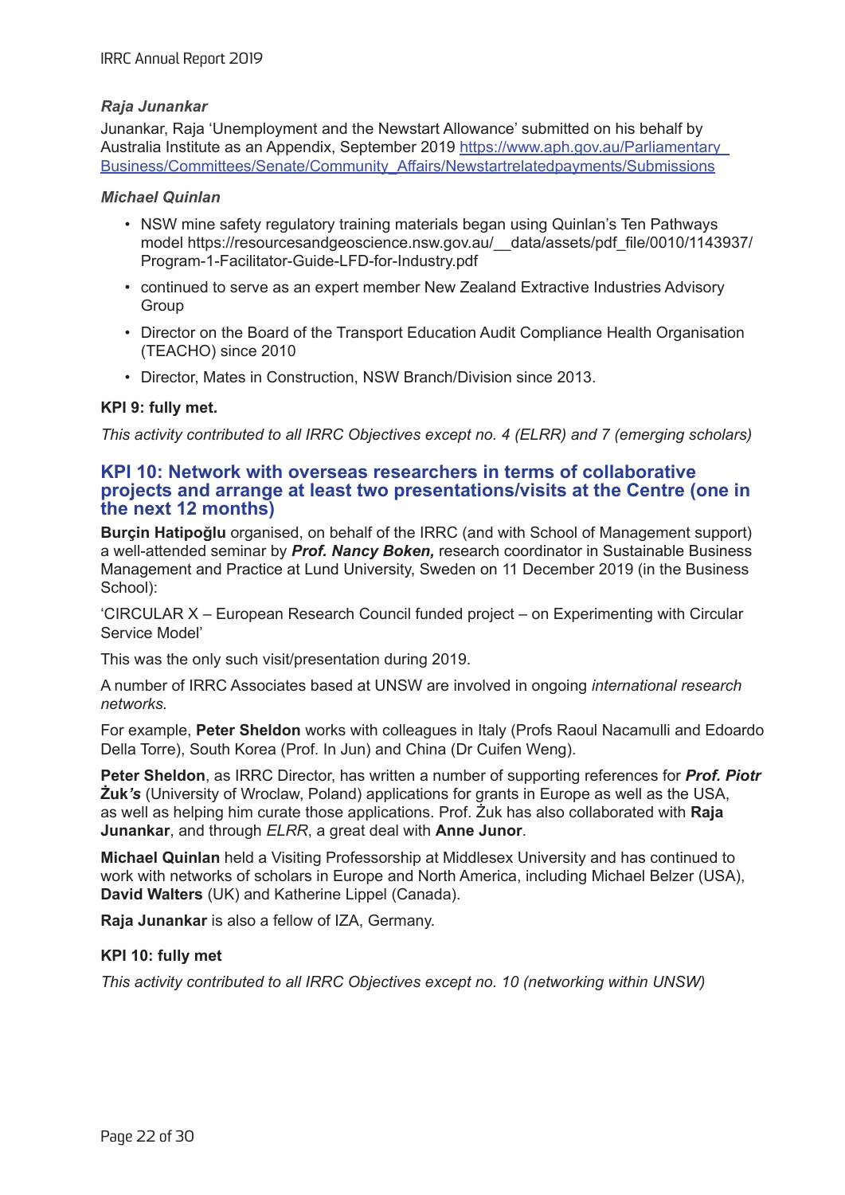*Raja Junankar*

Junankar, Raja 'Unemployment and the Newstart Allowance' submitted on his behalf by Australia Institute as an Appendix, September 2019 https://www.aph.gov.au/Parliamentary_Business/Committees/Senate/Community_Affairs/Newstartrelatedpayments/Submissions

*Michael Quinlan*

- NSW mine safety regulatory training materials began using Quinlan's Ten Pathways model https://resourcesandgeoscience.nsw.gov.au/__data/assets/pdf_file/0010/1143937/Program-1-Facilitator-Guide-LFD-for-Industry.pdf
- continued to serve as an expert member New Zealand Extractive Industries Advisory Group
- Director on the Board of the Transport Education Audit Compliance Health Organisation (TEACHO) since 2010
- Director, Mates in Construction, NSW Branch/Division since 2013.

**KPI 9: fully met.**

*This activity contributed to all IRRC Objectives except no. 4 (ELRR) and 7 (emerging scholars)*

## KPI 10: Network with overseas researchers in terms of collaborative projects and arrange at least two presentations/visits at the Centre (one in the next 12 months)

**Burçin Hatipoğlu** organised, on behalf of the IRRC (and with School of Management support) a well-attended seminar by ***Prof. Nancy Boken,*** research coordinator in Sustainable Business Management and Practice at Lund University, Sweden on 11 December 2019 (in the Business School):

'CIRCULAR X – European Research Council funded project – on Experimenting with Circular Service Model'

This was the only such visit/presentation during 2019.

A number of IRRC Associates based at UNSW are involved in ongoing *international research networks.*

For example, **Peter Sheldon** works with colleagues in Italy (Profs Raoul Nacamulli and Edoardo Della Torre), South Korea (Prof. In Jun) and China (Dr Cuifen Weng).

**Peter Sheldon**, as IRRC Director, has written a number of supporting references for ***Prof. Piotr Żuk's*** (University of Wroclaw, Poland) applications for grants in Europe as well as the USA, as well as helping him curate those applications. Prof. Żuk has also collaborated with **Raja Junankar**, and through *ELRR*, a great deal with **Anne Junor**.

**Michael Quinlan** held a Visiting Professorship at Middlesex University and has continued to work with networks of scholars in Europe and North America, including Michael Belzer (USA), **David Walters** (UK) and Katherine Lippel (Canada).

**Raja Junankar** is also a fellow of IZA, Germany.

**KPI 10: fully met**

*This activity contributed to all IRRC Objectives except no. 10 (networking within UNSW)*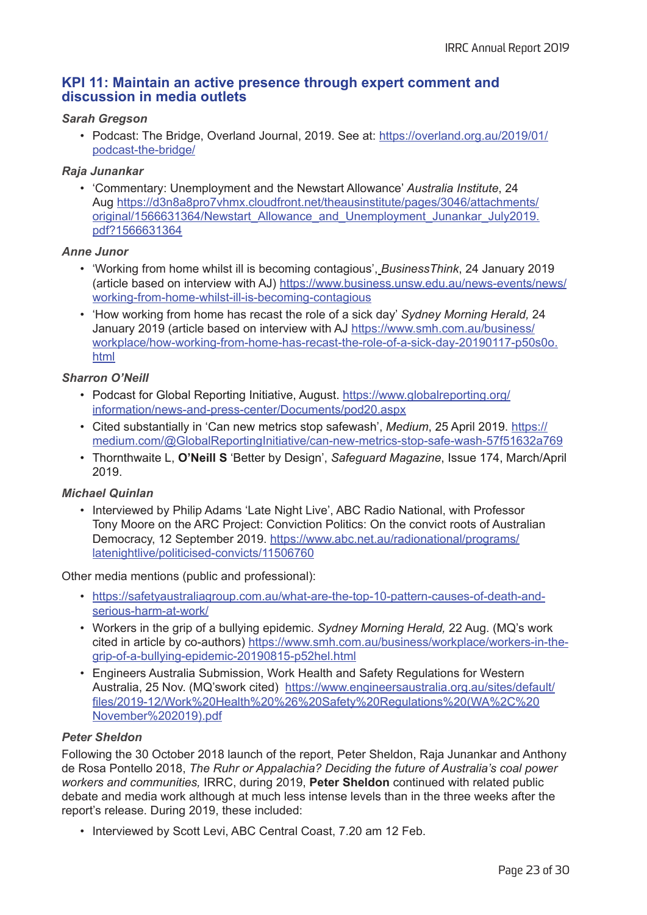## KPI 11: Maintain an active presence through expert comment and discussion in media outlets

***Sarah Gregson***

- Podcast: The Bridge, Overland Journal, 2019. See at: https://overland.org.au/2019/01/podcast-the-bridge/

***Raja Junankar***

- 'Commentary: Unemployment and the Newstart Allowance' *Australia Institute*, 24 Aug https://d3n8a8pro7vhmx.cloudfront.net/theausinstitute/pages/3046/attachments/original/1566631364/Newstart_Allowance_and_Unemployment_Junankar_July2019.pdf?1566631364

***Anne Junor***

- 'Working from home whilst ill is becoming contagious', *BusinessThink*, 24 January 2019 (article based on interview with AJ) https://www.business.unsw.edu.au/news-events/news/working-from-home-whilst-ill-is-becoming-contagious
- 'How working from home has recast the role of a sick day' *Sydney Morning Herald,* 24 January 2019 (article based on interview with AJ https://www.smh.com.au/business/workplace/how-working-from-home-has-recast-the-role-of-a-sick-day-20190117-p50s0o.html

***Sharron O'Neill***

- Podcast for Global Reporting Initiative, August. https://www.globalreporting.org/information/news-and-press-center/Documents/pod20.aspx
- Cited substantially in 'Can new metrics stop safewash', *Medium*, 25 April 2019. https://medium.com/@GlobalReportingInitiative/can-new-metrics-stop-safe-wash-57f51632a769
- Thornthwaite L, **O'Neill S** 'Better by Design', *Safeguard Magazine*, Issue 174, March/April 2019.

***Michael Quinlan***

- Interviewed by Philip Adams 'Late Night Live', ABC Radio National, with Professor Tony Moore on the ARC Project: Conviction Politics: On the convict roots of Australian Democracy, 12 September 2019. https://www.abc.net.au/radionational/programs/latenightlive/politicised-convicts/11506760

Other media mentions (public and professional):

- https://safetyaustraliagroup.com.au/what-are-the-top-10-pattern-causes-of-death-and-serious-harm-at-work/
- Workers in the grip of a bullying epidemic. *Sydney Morning Herald,* 22 Aug. (MQ's work cited in article by co-authors) https://www.smh.com.au/business/workplace/workers-in-the-grip-of-a-bullying-epidemic-20190815-p52hel.html
- Engineers Australia Submission, Work Health and Safety Regulations for Western Australia, 25 Nov. (MQ'swork cited) https://www.engineersaustralia.org.au/sites/default/files/2019-12/Work%20Health%20%26%20Safety%20Regulations%20(WA%2C%20November%202019).pdf

***Peter Sheldon***

Following the 30 October 2018 launch of the report, Peter Sheldon, Raja Junankar and Anthony de Rosa Pontello 2018, *The Ruhr or Appalachia? Deciding the future of Australia's coal power workers and communities,* IRRC, during 2019, **Peter Sheldon** continued with related public debate and media work although at much less intense levels than in the three weeks after the report's release. During 2019, these included:

- Interviewed by Scott Levi, ABC Central Coast, 7.20 am 12 Feb.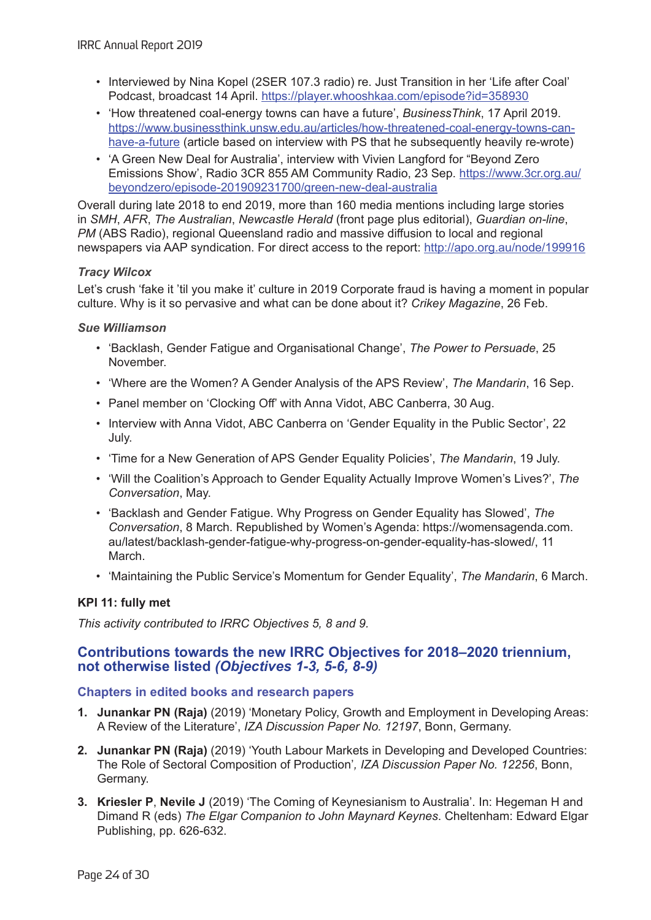- Interviewed by Nina Kopel (2SER 107.3 radio) re. Just Transition in her 'Life after Coal' Podcast, broadcast 14 April. https://player.whooshkaa.com/episode?id=358930
- 'How threatened coal-energy towns can have a future', *BusinessThink*, 17 April 2019. https://www.businessthink.unsw.edu.au/articles/how-threatened-coal-energy-towns-can-have-a-future (article based on interview with PS that he subsequently heavily re-wrote)
- 'A Green New Deal for Australia', interview with Vivien Langford for "Beyond Zero Emissions Show", Radio 3CR 855 AM Community Radio, 23 Sep. https://www.3cr.org.au/beyondzero/episode-201909231700/green-new-deal-australia

Overall during late 2018 to end 2019, more than 160 media mentions including large stories in *SMH*, *AFR*, *The Australian*, *Newcastle Herald* (front page plus editorial), *Guardian on-line*, *PM* (ABS Radio), regional Queensland radio and massive diffusion to local and regional newspapers via AAP syndication. For direct access to the report: http://apo.org.au/node/199916

***Tracy Wilcox***

Let's crush 'fake it 'til you make it' culture in 2019 Corporate fraud is having a moment in popular culture. Why is it so pervasive and what can be done about it? *Crikey Magazine*, 26 Feb.

***Sue Williamson***

- 'Backlash, Gender Fatigue and Organisational Change', *The Power to Persuade*, 25 November.
- 'Where are the Women? A Gender Analysis of the APS Review', *The Mandarin*, 16 Sep.
- Panel member on 'Clocking Off' with Anna Vidot, ABC Canberra, 30 Aug.
- Interview with Anna Vidot, ABC Canberra on 'Gender Equality in the Public Sector', 22 July.
- 'Time for a New Generation of APS Gender Equality Policies', *The Mandarin*, 19 July.
- 'Will the Coalition's Approach to Gender Equality Actually Improve Women's Lives?', *The Conversation*, May.
- 'Backlash and Gender Fatigue. Why Progress on Gender Equality has Slowed', *The Conversation*, 8 March. Republished by Women's Agenda: https://womensagenda.com.au/latest/backlash-gender-fatigue-why-progress-on-gender-equality-has-slowed/, 11 March.
- 'Maintaining the Public Service's Momentum for Gender Equality', *The Mandarin*, 6 March.

**KPI 11: fully met**

*This activity contributed to IRRC Objectives 5, 8 and 9.*

## Contributions towards the new IRRC Objectives for 2018–2020 triennium, not otherwise listed *(Objectives 1-3, 5-6, 8-9)*

### Chapters in edited books and research papers

1. **Junankar PN (Raja)** (2019) 'Monetary Policy, Growth and Employment in Developing Areas: A Review of the Literature', *IZA Discussion Paper No. 12197*, Bonn, Germany.
2. **Junankar PN (Raja)** (2019) 'Youth Labour Markets in Developing and Developed Countries: The Role of Sectoral Composition of Production', *IZA Discussion Paper No. 12256*, Bonn, Germany.
3. **Kriesler P**, **Nevile J** (2019) 'The Coming of Keynesianism to Australia'. In: Hegeman H and Dimand R (eds) *The Elgar Companion to John Maynard Keynes*. Cheltenham: Edward Elgar Publishing, pp. 626-632.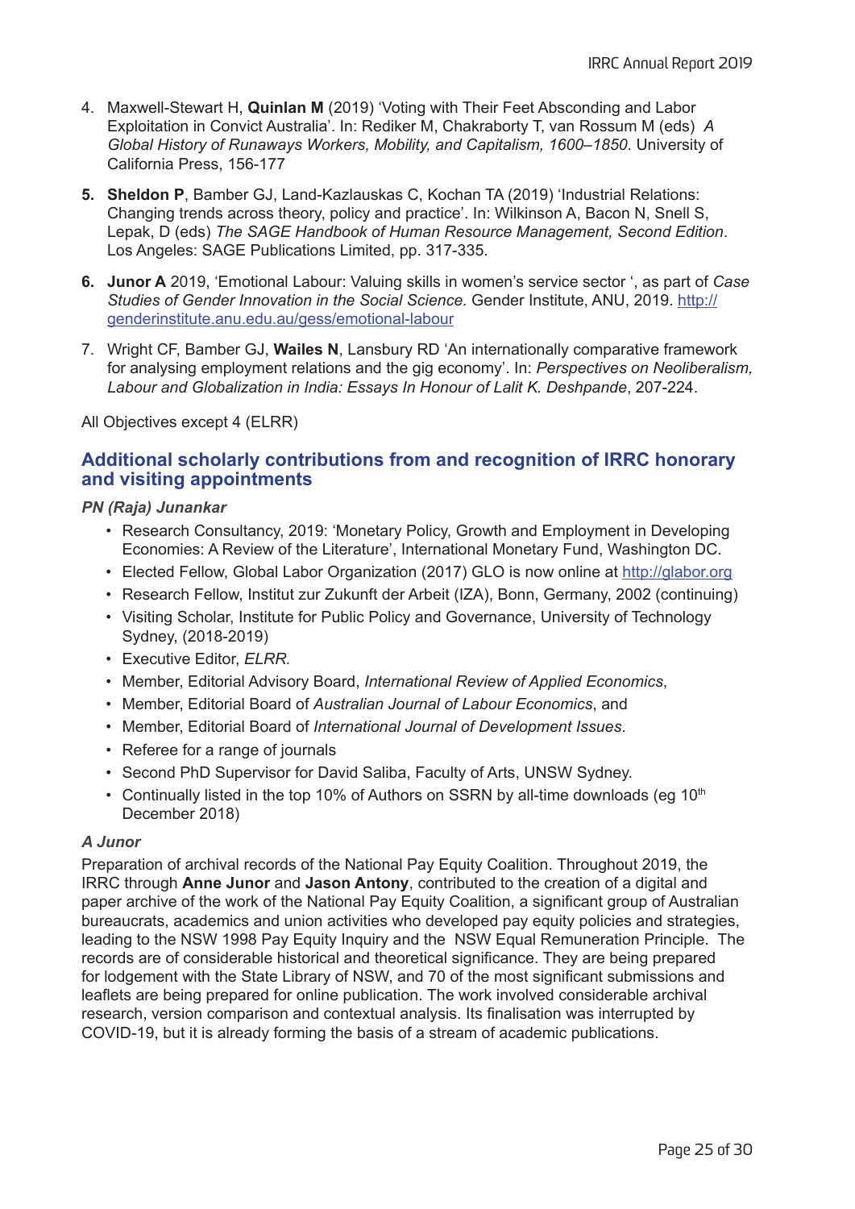4. Maxwell-Stewart H, **Quinlan M** (2019) 'Voting with Their Feet Absconding and Labor Exploitation in Convict Australia'. In: Rediker M, Chakraborty T, van Rossum M (eds) *A Global History of Runaways Workers, Mobility, and Capitalism, 1600–1850*. University of California Press, 156-177

5. **Sheldon P**, Bamber GJ, Land-Kazlauskas C, Kochan TA (2019) 'Industrial Relations: Changing trends across theory, policy and practice'. In: Wilkinson A, Bacon N, Snell S, Lepak, D (eds) *The SAGE Handbook of Human Resource Management, Second Edition*. Los Angeles: SAGE Publications Limited, pp. 317-335.

6. **Junor A** 2019, 'Emotional Labour: Valuing skills in women's service sector ', as part of *Case Studies of Gender Innovation in the Social Science.* Gender Institute, ANU, 2019. http://genderinstitute.anu.edu.au/gess/emotional-labour

7. Wright CF, Bamber GJ, **Wailes N**, Lansbury RD 'An internationally comparative framework for analysing employment relations and the gig economy'. In: *Perspectives on Neoliberalism, Labour and Globalization in India: Essays In Honour of Lalit K. Deshpande*, 207-224.

All Objectives except 4 (ELRR)

## Additional scholarly contributions from and recognition of IRRC honorary and visiting appointments

***PN (Raja) Junankar***

- Research Consultancy, 2019: 'Monetary Policy, Growth and Employment in Developing Economies: A Review of the Literature', International Monetary Fund, Washington DC.
- Elected Fellow, Global Labor Organization (2017) GLO is now online at http://glabor.org
- Research Fellow, Institut zur Zukunft der Arbeit (IZA), Bonn, Germany, 2002 (continuing)
- Visiting Scholar, Institute for Public Policy and Governance, University of Technology Sydney, (2018-2019)
- Executive Editor, *ELRR.*
- Member, Editorial Advisory Board, *International Review of Applied Economics*,
- Member, Editorial Board of *Australian Journal of Labour Economics*, and
- Member, Editorial Board of *International Journal of Development Issues*.
- Referee for a range of journals
- Second PhD Supervisor for David Saliba, Faculty of Arts, UNSW Sydney.
- Continually listed in the top 10% of Authors on SSRN by all-time downloads (eg 10th December 2018)

***A Junor***

Preparation of archival records of the National Pay Equity Coalition. Throughout 2019, the IRRC through **Anne Junor** and **Jason Antony**, contributed to the creation of a digital and paper archive of the work of the National Pay Equity Coalition, a significant group of Australian bureaucrats, academics and union activities who developed pay equity policies and strategies, leading to the NSW 1998 Pay Equity Inquiry and the NSW Equal Remuneration Principle. The records are of considerable historical and theoretical significance. They are being prepared for lodgement with the State Library of NSW, and 70 of the most significant submissions and leaflets are being prepared for online publication. The work involved considerable archival research, version comparison and contextual analysis. Its finalisation was interrupted by COVID-19, but it is already forming the basis of a stream of academic publications.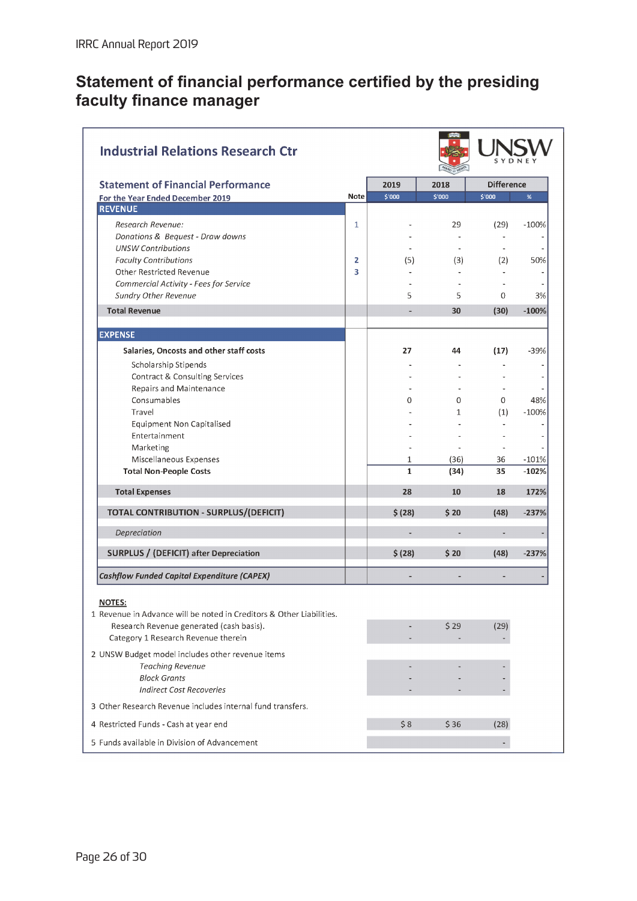## Statement of financial performance certified by the presiding faculty finance manager

### Industrial Relations Research Ctr

UNSW SYDNEY

**Statement of Financial Performance**
For the Year Ended December 2019

| | Note | 2019 $'000 | 2018 $'000 | Difference $'000 | Difference % |
|---|---|---|---|---|---|
| **REVENUE** | | | | | |
| *Research Revenue:* | 1 | - | 29 | (29) | -100% |
| *Donations & Bequest - Draw downs* | | - | - | - | - |
| *UNSW Contributions* | | - | - | - | - |
| *Faculty Contributions* | 2 | (5) | (3) | (2) | 50% |
| Other Restricted Revenue | 3 | - | - | - | - |
| *Commercial Activity - Fees for Service* | | - | - | - | - |
| *Sundry Other Revenue* | | 5 | 5 | 0 | 3% |
| **Total Revenue** | | - | **30** | **(30)** | **-100%** |
| **EXPENSE** | | | | | |
| **Salaries, Oncosts and other staff costs** | | **27** | **44** | **(17)** | -39% |
| Scholarship Stipends | | - | - | - | - |
| Contract & Consulting Services | | - | - | - | - |
| Repairs and Maintenance | | - | - | - | - |
| Consumables | | 0 | 0 | 0 | 48% |
| Travel | | - | 1 | (1) | -100% |
| Equipment Non Capitalised | | - | - | - | - |
| Entertainment | | - | - | - | - |
| Marketing | | - | - | - | - |
| Miscellaneous Expenses | | 1 | (36) | 36 | -101% |
| **Total Non-People Costs** | | **1** | **(34)** | **35** | **-102%** |
| **Total Expenses** | | **28** | **10** | **18** | **172%** |
| **TOTAL CONTRIBUTION - SURPLUS/(DEFICIT)** | | **$ (28)** | **$ 20** | **(48)** | **-237%** |
| *Depreciation* | | - | - | - | - |
| **SURPLUS / (DEFICIT) after Depreciation** | | **$ (28)** | **$ 20** | **(48)** | **-237%** |
| ***Cashflow Funded Capital Expenditure (CAPEX)*** | | - | - | - | - |

**NOTES:**

| | 2019 | 2018 | Difference |
|---|---|---|---|
| 1 Revenue in Advance will be noted in Creditors & Other Liabilities. | | | |
| Research Revenue generated (cash basis). | - | $ 29 | (29) |
| Category 1 Research Revenue therein | - | - | - |
| 2 UNSW Budget model includes other revenue items | | | |
| *Teaching Revenue* | - | - | - |
| *Block Grants* | - | - | - |
| *Indirect Cost Recoveries* | - | - | - |
| 3 Other Research Revenue includes internal fund transfers. | | | |
| 4 Restricted Funds - Cash at year end | $ 8 | $ 36 | (28) |
| 5 Funds available in Division of Advancement | | | - |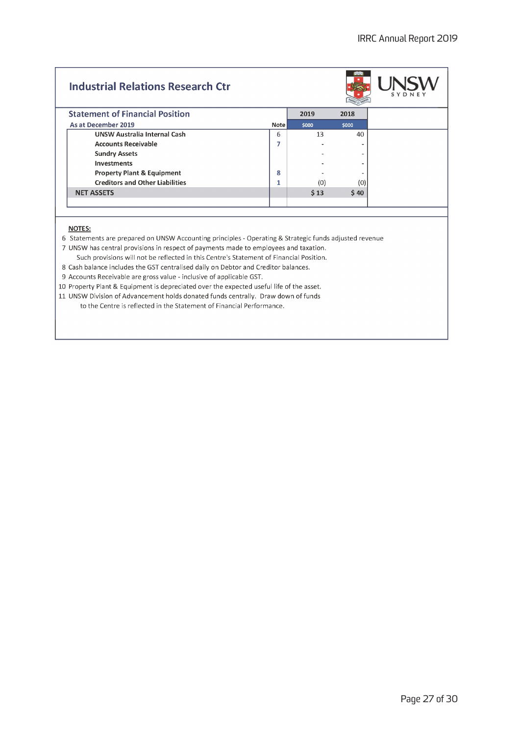## Industrial Relations Research Ctr

UNSW SYDNEY

### Statement of Financial Position

| As at December 2019 | Note | 2019 $000 | 2018 $000 |
|---|---|---|---|
| UNSW Australia Internal Cash | 6 | 13 | 40 |
| Accounts Receivable | 7 | - | - |
| Sundry Assets | | - | - |
| Investments | | - | - |
| Property Plant & Equipment | 8 | - | - |
| Creditors and Other Liabilities | 1 | (0) | (0) |
| **NET ASSETS** | | **$ 13** | **$ 40** |

**NOTES:**

6 Statements are prepared on UNSW Accounting principles - Operating & Strategic funds adjusted revenue

7 UNSW has central provisions in respect of payments made to employees and taxation. Such provisions will not be reflected in this Centre's Statement of Financial Position.

8 Cash balance includes the GST centralised daily on Debtor and Creditor balances.

9 Accounts Receivable are gross value - inclusive of applicable GST.

10 Property Plant & Equipment is depreciated over the expected useful life of the asset.

11 UNSW Division of Advancement holds donated funds centrally. Draw down of funds to the Centre is reflected in the Statement of Financial Performance.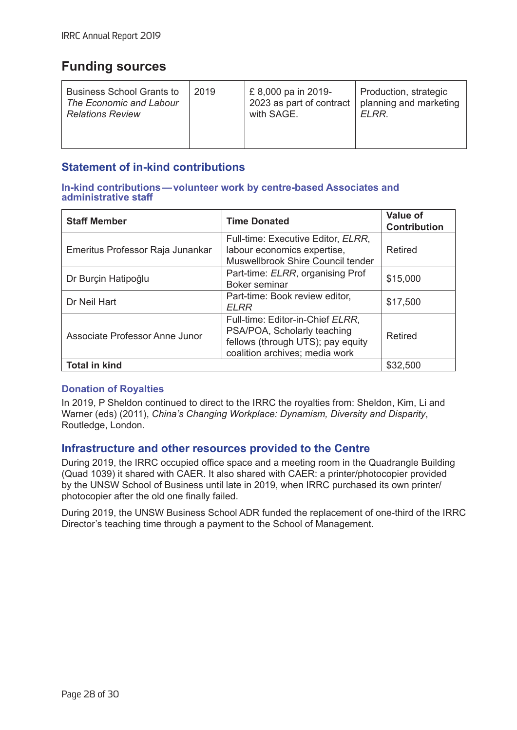## Funding sources

| Business School Grants to *The Economic and Labour Relations Review* | 2019 | £ 8,000 pa in 2019-2023 as part of contract with SAGE. | Production, strategic planning and marketing *ELRR*. |
|---|---|---|---|

### Statement of in-kind contributions

#### In-kind contributions — volunteer work by centre-based Associates and administrative staff

| Staff Member | Time Donated | Value of Contribution |
|---|---|---|
| Emeritus Professor Raja Junankar | Full-time: Executive Editor, *ELRR*, labour economics expertise, Muswellbrook Shire Council tender | Retired |
| Dr Burçin Hatipoğlu | Part-time: *ELRR*, organising Prof Boker seminar | $15,000 |
| Dr Neil Hart | Part-time: Book review editor, *ELRR* | $17,500 |
| Associate Professor Anne Junor | Full-time: Editor-in-Chief *ELRR*, PSA/POA, Scholarly teaching fellows (through UTS); pay equity coalition archives; media work | Retired |
| **Total in kind** | | $32,500 |

#### Donation of Royalties

In 2019, P Sheldon continued to direct to the IRRC the royalties from: Sheldon, Kim, Li and Warner (eds) (2011), *China's Changing Workplace: Dynamism, Diversity and Disparity*, Routledge, London.

### Infrastructure and other resources provided to the Centre

During 2019, the IRRC occupied office space and a meeting room in the Quadrangle Building (Quad 1039) it shared with CAER. It also shared with CAER: a printer/photocopier provided by the UNSW School of Business until late in 2019, when IRRC purchased its own printer/photocopier after the old one finally failed.

During 2019, the UNSW Business School ADR funded the replacement of one-third of the IRRC Director's teaching time through a payment to the School of Management.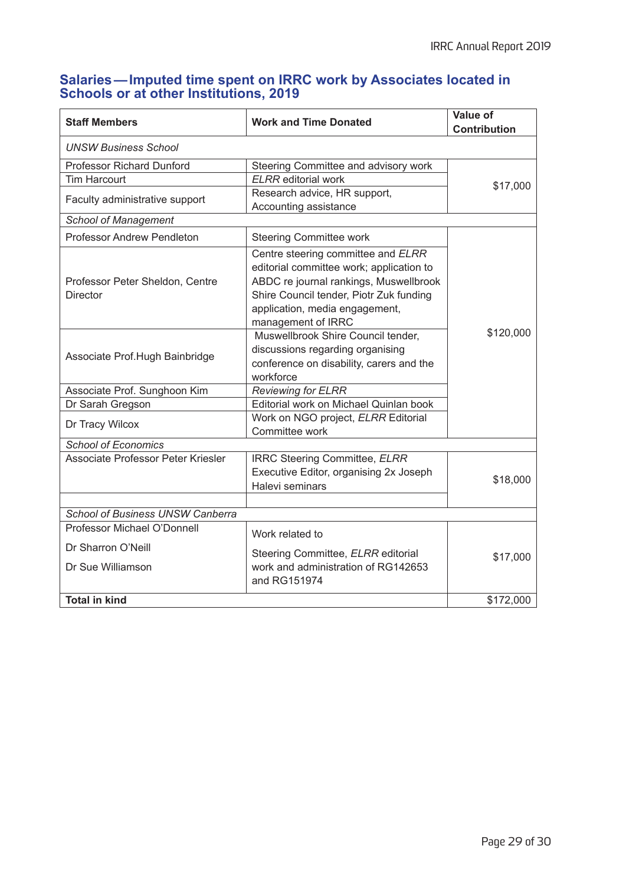## Salaries — Imputed time spent on IRRC work by Associates located in Schools or at other Institutions, 2019

| Staff Members | Work and Time Donated | Value of Contribution |
|---|---|---|
| *UNSW Business School* | | |
| Professor Richard Dunford | Steering Committee and advisory work | $17,000 |
| Tim Harcourt | *ELRR* editorial work | |
| Faculty administrative support | Research advice, HR support, Accounting assistance | |
| *School of Management* | | |
| Professor Andrew Pendleton | Steering Committee work | $120,000 |
| Professor Peter Sheldon, Centre Director | Centre steering committee and *ELRR* editorial committee work; application to ABDC re journal rankings, Muswellbrook Shire Council tender, Piotr Zuk funding application, media engagement, management of IRRC | |
| Associate Prof.Hugh Bainbridge | Muswellbrook Shire Council tender, discussions regarding organising conference on disability, carers and the workforce | |
| Associate Prof. Sunghoon Kim | *Reviewing for ELRR* | |
| Dr Sarah Gregson | Editorial work on Michael Quinlan book | |
| Dr Tracy Wilcox | Work on NGO project, *ELRR* Editorial Committee work | |
| *School of Economics* | | |
| Associate Professor Peter Kriesler | IRRC Steering Committee, *ELRR* Executive Editor, organising 2x Joseph Halevi seminars | $18,000 |
| *School of Business UNSW Canberra* | | |
| Professor Michael O'Donnell<br>Dr Sharron O'Neill<br>Dr Sue Williamson | Work related to<br>Steering Committee, *ELRR* editorial work and administration of RG142653 and RG151974 | $17,000 |
| **Total in kind** | | $172,000 |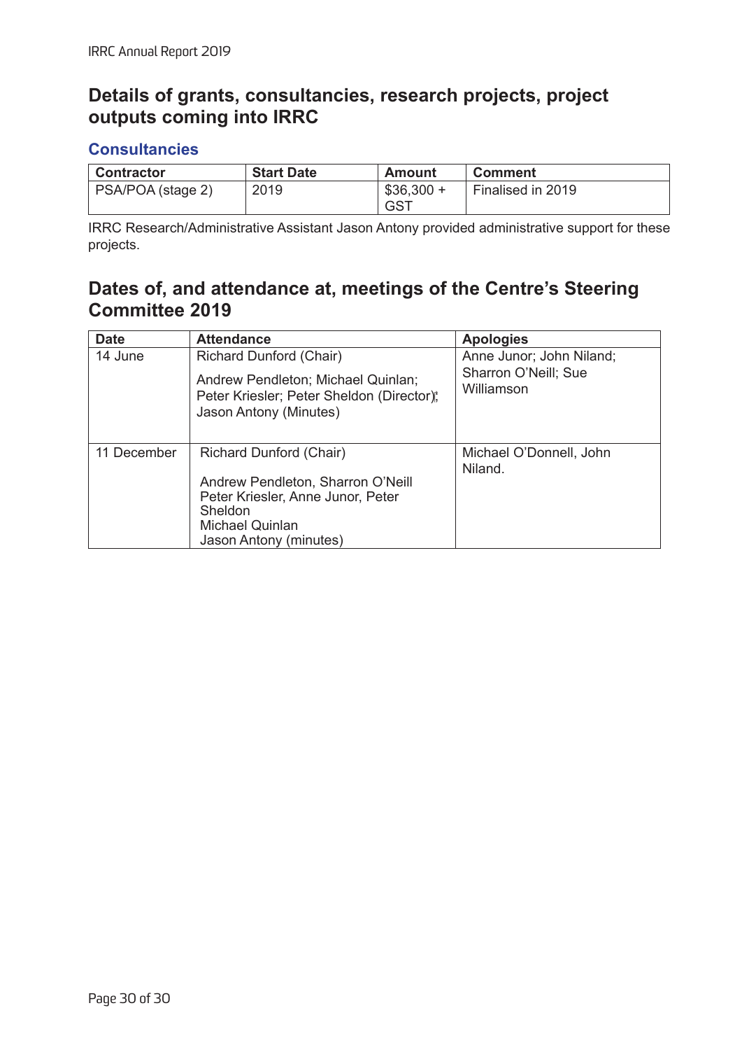## Details of grants, consultancies, research projects, project outputs coming into IRRC

### Consultancies

| Contractor | Start Date | Amount | Comment |
|---|---|---|---|
| PSA/POA (stage 2) | 2019 | $36,300 + GST | Finalised in 2019 |

IRRC Research/Administrative Assistant Jason Antony provided administrative support for these projects.

## Dates of, and attendance at, meetings of the Centre's Steering Committee 2019

| Date | Attendance | Apologies |
|---|---|---|
| 14 June | Richard Dunford (Chair)<br>Andrew Pendleton; Michael Quinlan; Peter Kriesler; Peter Sheldon (Director); Jason Antony (Minutes) | Anne Junor; John Niland; Sharron O'Neill; Sue Williamson |
| 11 December | Richard Dunford (Chair)<br>Andrew Pendleton, Sharron O'Neill Peter Kriesler, Anne Junor, Peter Sheldon<br>Michael Quinlan<br>Jason Antony (minutes) | Michael O'Donnell, John Niland. |